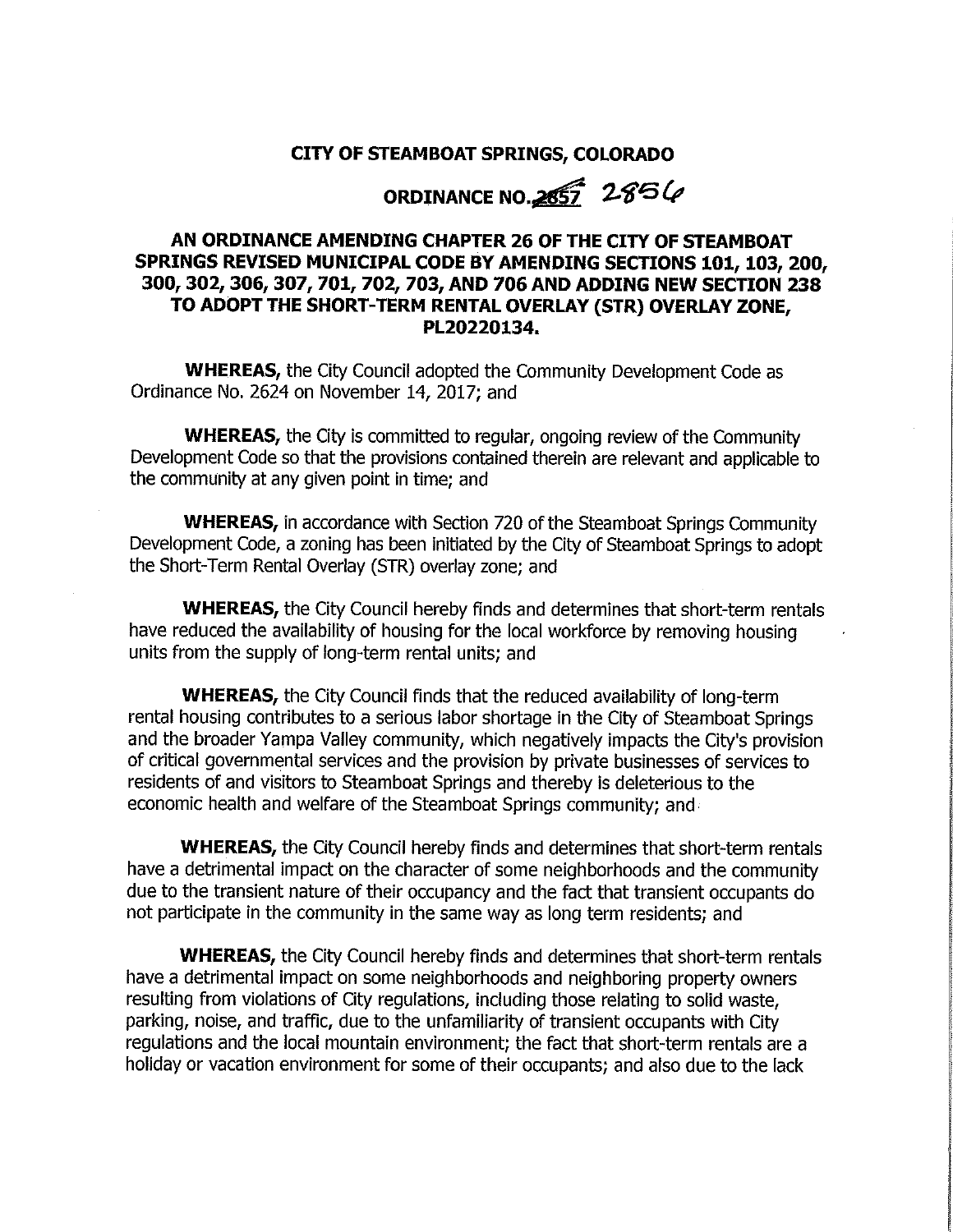# CITY OF STEAMBOAT SPRINGS, COLORADO

## ORDINANCE NO. ~~2857~~ 2856

## AN ORDINANCE AMENDING CHAPTER 26 OF THE CITY OF STEAMBOAT SPRINGS REVISED MUNICIPAL CODE BY AMENDING SECTIONS 101, 103, 200, 300, 302, 306, 307, 701, 702, 703, AND 706 AND ADDING NEW SECTION 238 TO ADOPT THE SHORT-TERM RENTAL OVERLAY (STR) OVERLAY ZONE, PL20220134.

**WHEREAS,** the City Council adopted the Community Development Code as Ordinance No. 2624 on November 14, 2017; and

**WHEREAS,** the City is committed to regular, ongoing review of the Community Development Code so that the provisions contained therein are relevant and applicable to the community at any given point in time; and

**WHEREAS,** in accordance with Section 720 of the Steamboat Springs Community Development Code, a zoning has been initiated by the City of Steamboat Springs to adopt the Short-Term Rental Overlay (STR) overlay zone; and

**WHEREAS,** the City Council hereby finds and determines that short-term rentals have reduced the availability of housing for the local workforce by removing housing units from the supply of long-term rental units; and

**WHEREAS,** the City Council finds that the reduced availability of long-term rental housing contributes to a serious labor shortage in the City of Steamboat Springs and the broader Yampa Valley community, which negatively impacts the City's provision of critical governmental services and the provision by private businesses of services to residents of and visitors to Steamboat Springs and thereby is deleterious to the economic health and welfare of the Steamboat Springs community; and

**WHEREAS,** the City Council hereby finds and determines that short-term rentals have a detrimental impact on the character of some neighborhoods and the community due to the transient nature of their occupancy and the fact that transient occupants do not participate in the community in the same way as long term residents; and

**WHEREAS,** the City Council hereby finds and determines that short-term rentals have a detrimental impact on some neighborhoods and neighboring property owners resulting from violations of City regulations, including those relating to solid waste, parking, noise, and traffic, due to the unfamiliarity of transient occupants with City regulations and the local mountain environment; the fact that short-term rentals are a holiday or vacation environment for some of their occupants; and also due to the lack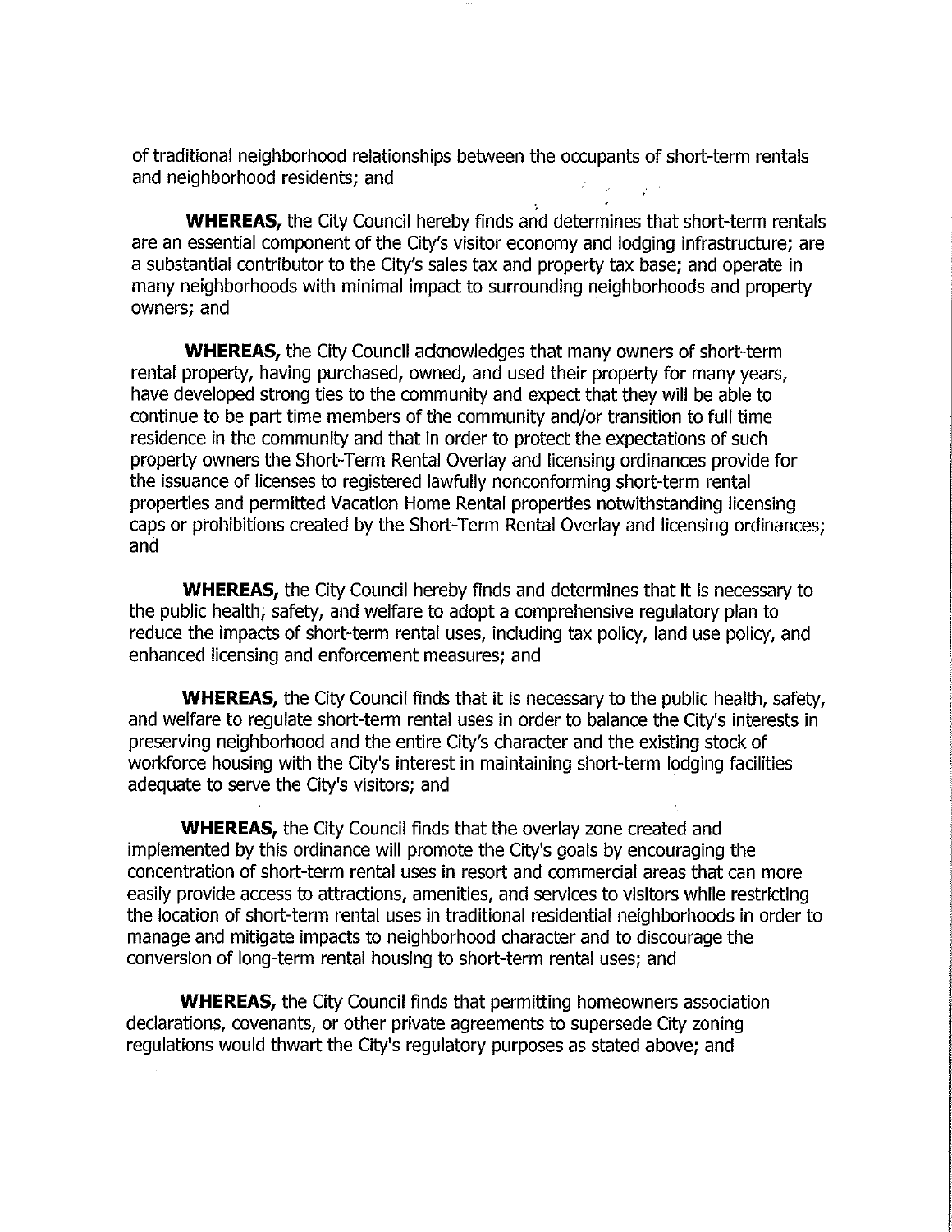of traditional neighborhood relationships between the occupants of short-term rentals and neighborhood residents; and

**WHEREAS,** the City Council hereby finds and determines that short-term rentals are an essential component of the City's visitor economy and lodging infrastructure; are a substantial contributor to the City's sales tax and property tax base; and operate in many neighborhoods with minimal impact to surrounding neighborhoods and property owners; and

**WHEREAS,** the City Council acknowledges that many owners of short-term rental property, having purchased, owned, and used their property for many years, have developed strong ties to the community and expect that they will be able to continue to be part time members of the community and/or transition to full time residence in the community and that in order to protect the expectations of such property owners the Short-Term Rental Overlay and licensing ordinances provide for the issuance of licenses to registered lawfully nonconforming short-term rental properties and permitted Vacation Home Rental properties notwithstanding licensing caps or prohibitions created by the Short-Term Rental Overlay and licensing ordinances; and

**WHEREAS,** the City Council hereby finds and determines that it is necessary to the public health, safety, and welfare to adopt a comprehensive regulatory plan to reduce the impacts of short-term rental uses, including tax policy, land use policy, and enhanced licensing and enforcement measures; and

**WHEREAS,** the City Council finds that it is necessary to the public health, safety, and welfare to regulate short-term rental uses in order to balance the City's interests in preserving neighborhood and the entire City's character and the existing stock of workforce housing with the City's interest in maintaining short-term lodging facilities adequate to serve the City's visitors; and

**WHEREAS,** the City Council finds that the overlay zone created and implemented by this ordinance will promote the City's goals by encouraging the concentration of short-term rental uses in resort and commercial areas that can more easily provide access to attractions, amenities, and services to visitors while restricting the location of short-term rental uses in traditional residential neighborhoods in order to manage and mitigate impacts to neighborhood character and to discourage the conversion of long-term rental housing to short-term rental uses; and

**WHEREAS,** the City Council finds that permitting homeowners association declarations, covenants, or other private agreements to supersede City zoning regulations would thwart the City's regulatory purposes as stated above; and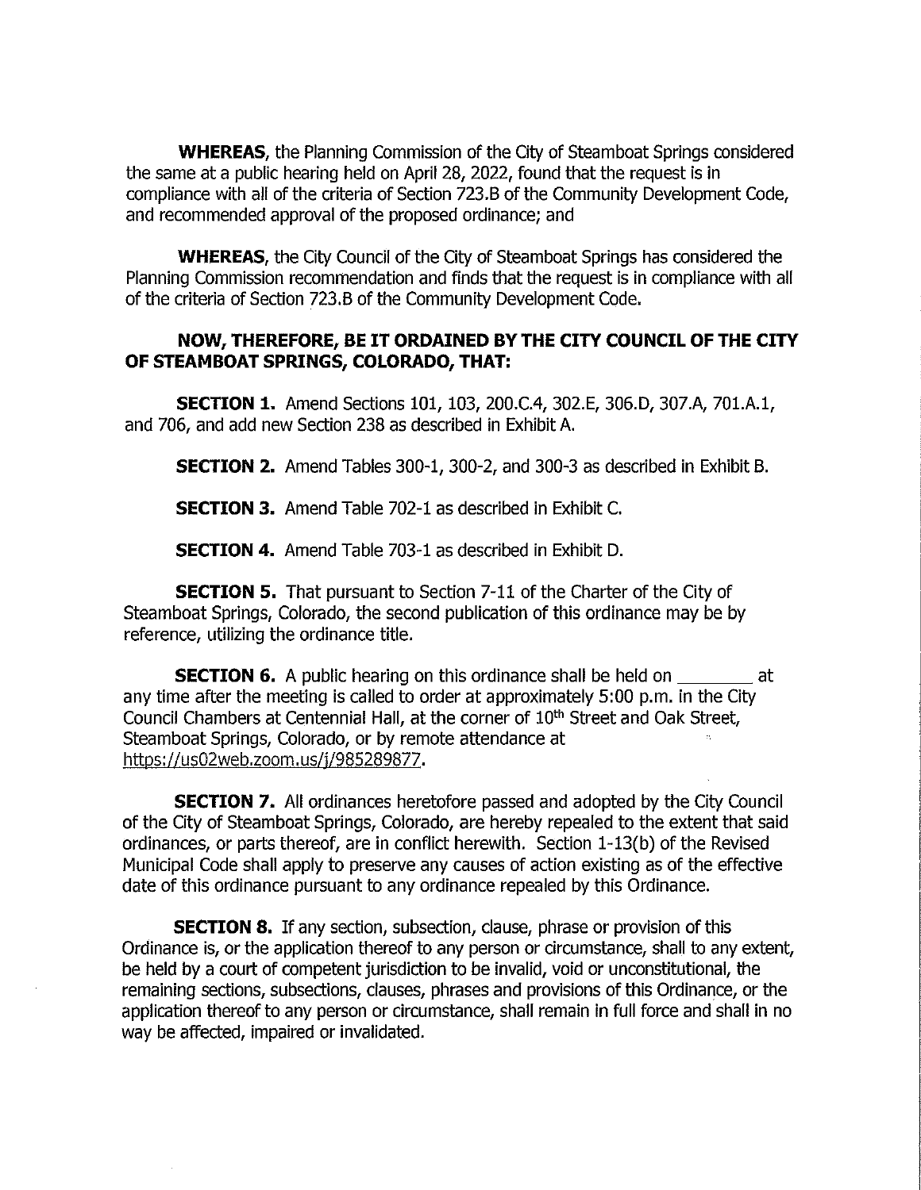**WHEREAS**, the Planning Commission of the City of Steamboat Springs considered the same at a public hearing held on April 28, 2022, found that the request is in compliance with all of the criteria of Section 723.B of the Community Development Code, and recommended approval of the proposed ordinance; and

**WHEREAS**, the City Council of the City of Steamboat Springs has considered the Planning Commission recommendation and finds that the request is in compliance with all of the criteria of Section 723.B of the Community Development Code.

**NOW, THEREFORE, BE IT ORDAINED BY THE CITY COUNCIL OF THE CITY OF STEAMBOAT SPRINGS, COLORADO, THAT:**

**SECTION 1.** Amend Sections 101, 103, 200.C.4, 302.E, 306.D, 307.A, 701.A.1, and 706, and add new Section 238 as described in Exhibit A.

**SECTION 2.** Amend Tables 300-1, 300-2, and 300-3 as described in Exhibit B.

**SECTION 3.** Amend Table 702-1 as described in Exhibit C.

**SECTION 4.** Amend Table 703-1 as described in Exhibit D.

**SECTION 5.** That pursuant to Section 7-11 of the Charter of the City of Steamboat Springs, Colorado, the second publication of this ordinance may be by reference, utilizing the ordinance title.

**SECTION 6.** A public hearing on this ordinance shall be held on ________ at any time after the meeting is called to order at approximately 5:00 p.m. in the City Council Chambers at Centennial Hall, at the corner of 10th Street and Oak Street, Steamboat Springs, Colorado, or by remote attendance at https://us02web.zoom.us/j/985289877.

**SECTION 7.** All ordinances heretofore passed and adopted by the City Council of the City of Steamboat Springs, Colorado, are hereby repealed to the extent that said ordinances, or parts thereof, are in conflict herewith. Section 1-13(b) of the Revised Municipal Code shall apply to preserve any causes of action existing as of the effective date of this ordinance pursuant to any ordinance repealed by this Ordinance.

**SECTION 8.** If any section, subsection, clause, phrase or provision of this Ordinance is, or the application thereof to any person or circumstance, shall to any extent, be held by a court of competent jurisdiction to be invalid, void or unconstitutional, the remaining sections, subsections, clauses, phrases and provisions of this Ordinance, or the application thereof to any person or circumstance, shall remain in full force and shall in no way be affected, impaired or invalidated.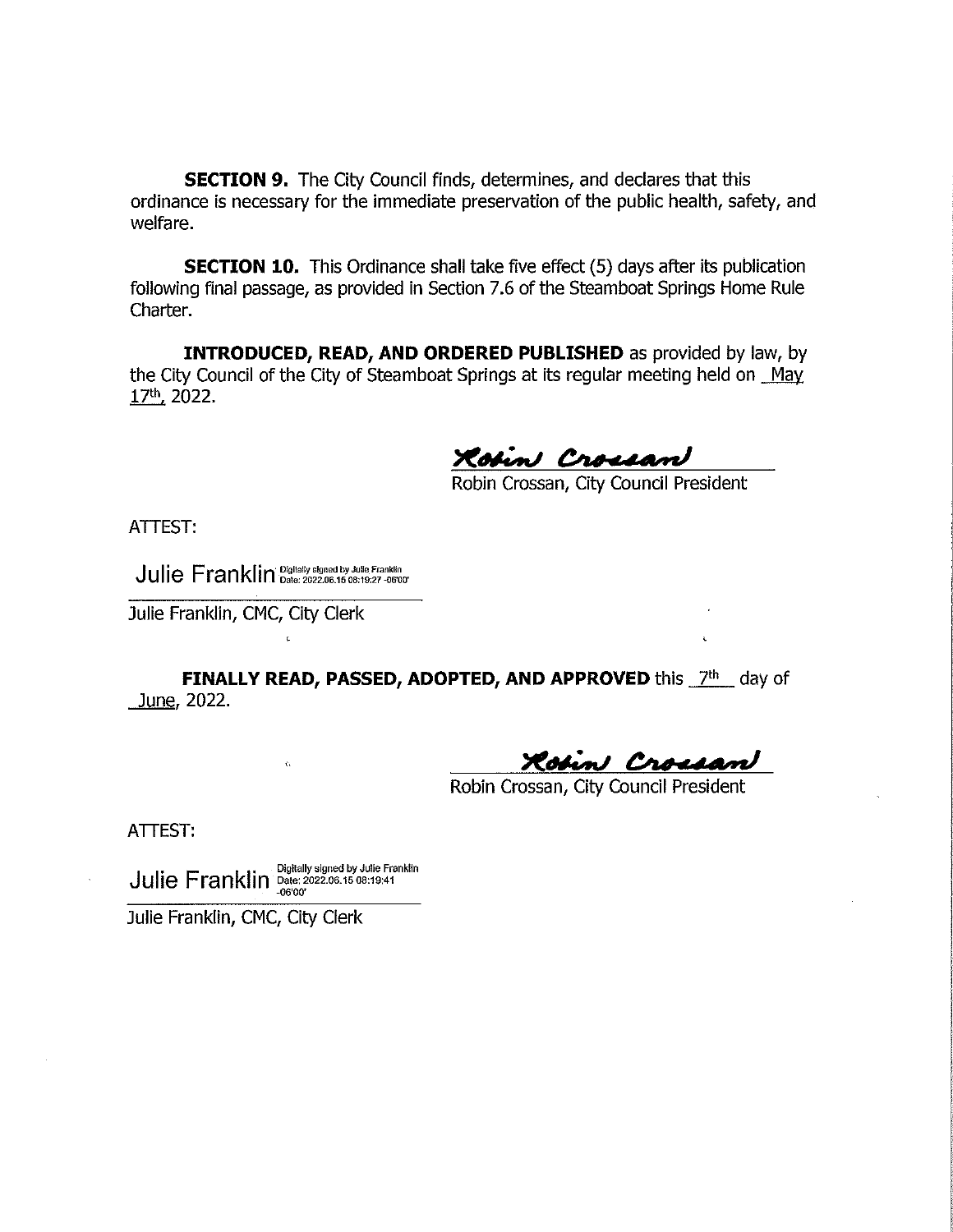**SECTION 9.** The City Council finds, determines, and declares that this ordinance is necessary for the immediate preservation of the public health, safety, and welfare.

**SECTION 10.** This Ordinance shall take five effect (5) days after its publication following final passage, as provided in Section 7.6 of the Steamboat Springs Home Rule Charter.

**INTRODUCED, READ, AND ORDERED PUBLISHED** as provided by law, by the City Council of the City of Steamboat Springs at its regular meeting held on May 17th, 2022.

Robin Crossan

Robin Crossan, City Council President

ATTEST:

Julie Franklin Digitally signed by Julie Franklin Date: 2022.06.15 08:19:27 -06'00'

Julie Franklin, CMC, City Clerk

**FINALLY READ, PASSED, ADOPTED, AND APPROVED** this 7th day of June, 2022.

Robin Crossan

Robin Crossan, City Council President

ATTEST:

Julie Franklin Digitally signed by Julie Franklin Date: 2022.06.15 08:19:41 -06'00'

Julie Franklin, CMC, City Clerk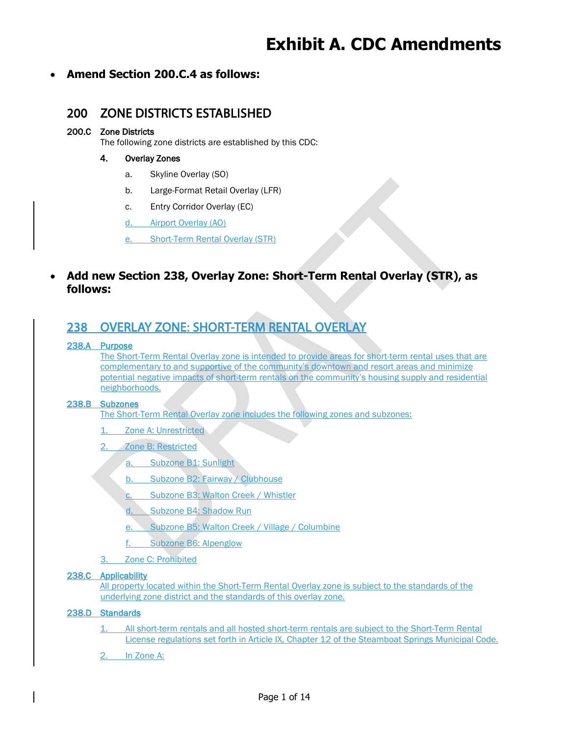# Exhibit A. CDC Amendments

- **Amend Section 200.C.4 as follows:**

## 200 ZONE DISTRICTS ESTABLISHED

### 200.C Zone Districts

The following zone districts are established by this CDC:

**4. Overlay Zones**

a. Skyline Overlay (SO)

b. Large-Format Retail Overlay (LFR)

c. Entry Corridor Overlay (EC)

d. Airport Overlay (AO)

e. Short-Term Rental Overlay (STR)

- **Add new Section 238, Overlay Zone: Short-Term Rental Overlay (STR), as follows:**

## 238 OVERLAY ZONE: SHORT-TERM RENTAL OVERLAY

### 238.A Purpose

The Short-Term Rental Overlay zone is intended to provide areas for short-term rental uses that are complementary to and supportive of the community's downtown and resort areas and minimize potential negative impacts of short-term rentals on the community's housing supply and residential neighborhoods.

### 238.B Subzones

The Short-Term Rental Overlay zone includes the following zones and subzones:

1. Zone A: Unrestricted

2. Zone B: Restricted

   a. Subzone B1: Sunlight

   b. Subzone B2: Fairway / Clubhouse

   c. Subzone B3: Walton Creek / Whistler

   d. Subzone B4: Shadow Run

   e. Subzone B5: Walton Creek / Village / Columbine

   f. Subzone B6: Alpenglow

3. Zone C: Prohibited

### 238.C Applicability

All property located within the Short-Term Rental Overlay zone is subject to the standards of the underlying zone district and the standards of this overlay zone.

### 238.D Standards

1. All short-term rentals and all hosted short-term rentals are subject to the Short-Term Rental License regulations set forth in Article IX, Chapter 12 of the Steamboat Springs Municipal Code.

2. In Zone A: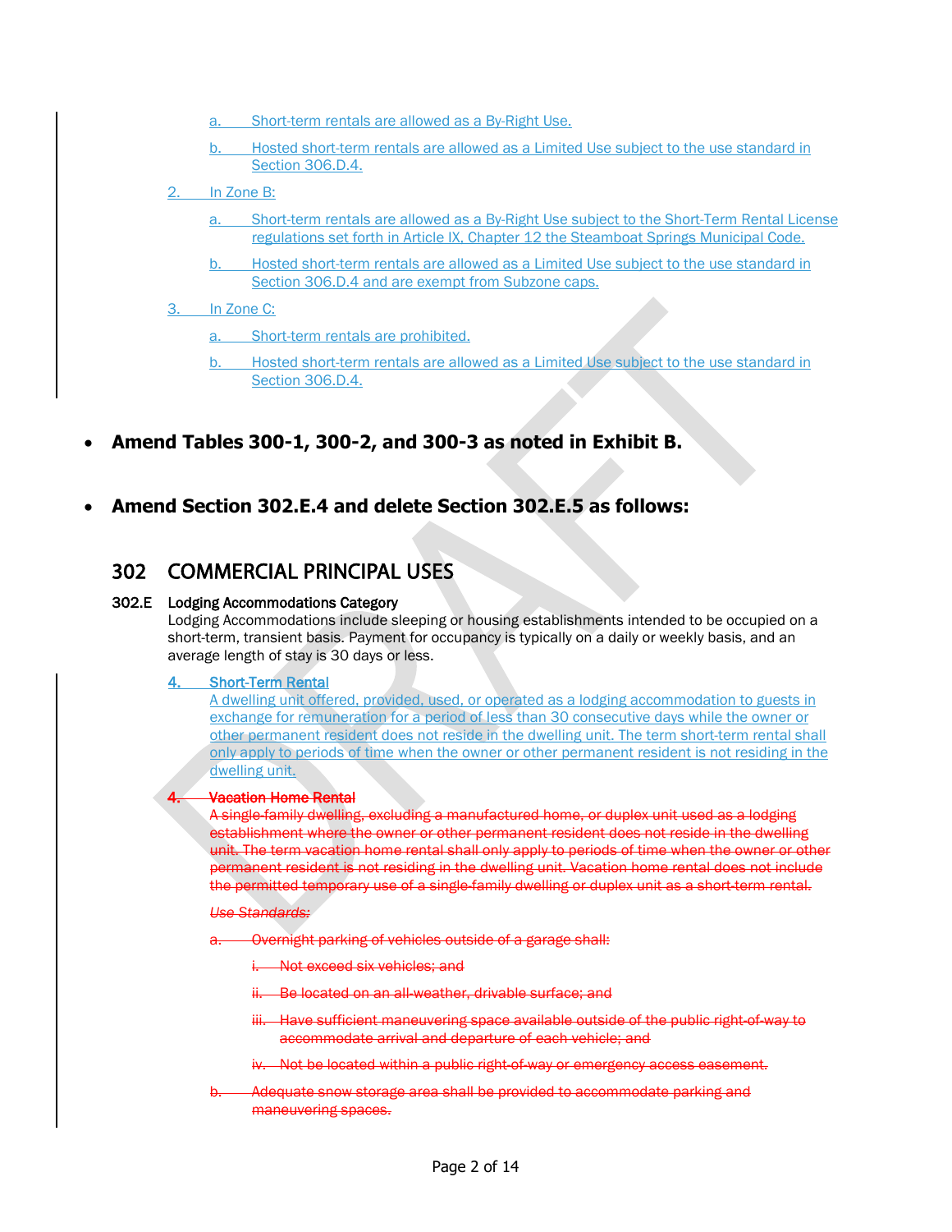a. Short-term rentals are allowed as a By-Right Use.

b. Hosted short-term rentals are allowed as a Limited Use subject to the use standard in Section 306.D.4.

2. In Zone B:

a. Short-term rentals are allowed as a By-Right Use subject to the Short-Term Rental License regulations set forth in Article IX, Chapter 12 the Steamboat Springs Municipal Code.

b. Hosted short-term rentals are allowed as a Limited Use subject to the use standard in Section 306.D.4 and are exempt from Subzone caps.

3. In Zone C:

a. Short-term rentals are prohibited.

b. Hosted short-term rentals are allowed as a Limited Use subject to the use standard in Section 306.D.4.

- **Amend Tables 300-1, 300-2, and 300-3 as noted in Exhibit B.**

- **Amend Section 302.E.4 and delete Section 302.E.5 as follows:**

## 302 COMMERCIAL PRINCIPAL USES

### 302.E Lodging Accommodations Category

Lodging Accommodations include sleeping or housing establishments intended to be occupied on a short-term, transient basis. Payment for occupancy is typically on a daily or weekly basis, and an average length of stay is 30 days or less.

4. Short-Term Rental

A dwelling unit offered, provided, used, or operated as a lodging accommodation to guests in exchange for remuneration for a period of less than 30 consecutive days while the owner or other permanent resident does not reside in the dwelling unit. The term short-term rental shall only apply to periods of time when the owner or other permanent resident is not residing in the dwelling unit.

~~4. Vacation Home Rental~~

~~A single-family dwelling, excluding a manufactured home, or duplex unit used as a lodging establishment where the owner or other permanent resident does not reside in the dwelling unit. The term vacation home rental shall only apply to periods of time when the owner or other permanent resident is not residing in the dwelling unit. Vacation home rental does not include the permitted temporary use of a single-family dwelling or duplex unit as a short-term rental.~~

~~*Use Standards:*~~

~~a. Overnight parking of vehicles outside of a garage shall:~~

~~i. Not exceed six vehicles; and~~

~~ii. Be located on an all-weather, drivable surface; and~~

~~iii. Have sufficient maneuvering space available outside of the public right-of-way to accommodate arrival and departure of each vehicle; and~~

~~iv. Not be located within a public right-of-way or emergency access easement.~~

~~b. Adequate snow storage area shall be provided to accommodate parking and maneuvering spaces.~~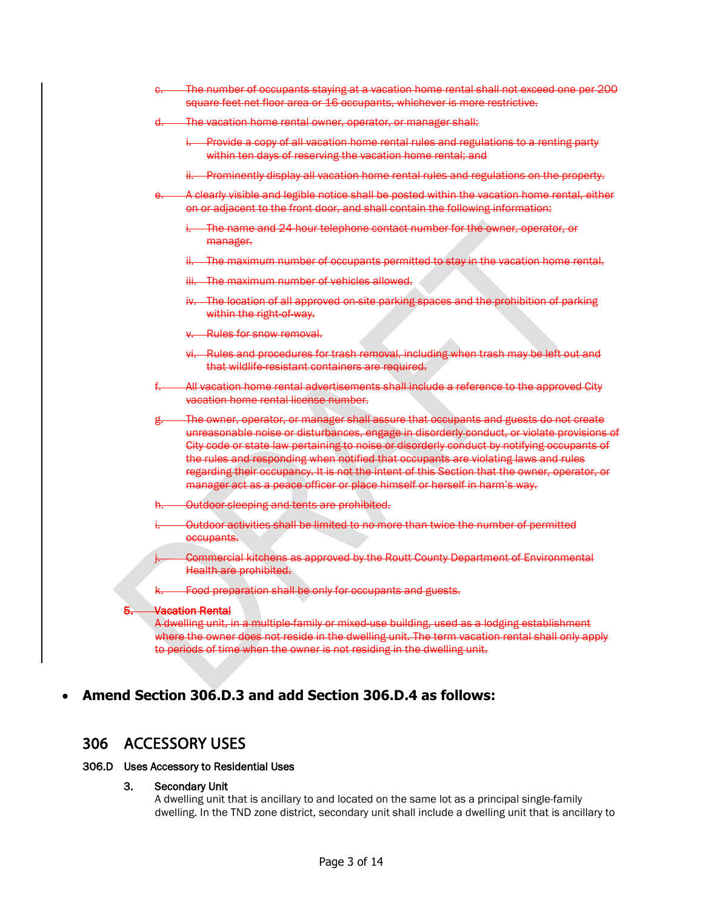~~c. The number of occupants staying at a vacation home rental shall not exceed one per 200 square feet net floor area or 16 occupants, whichever is more restrictive.~~

~~d. The vacation home rental owner, operator, or manager shall:~~

~~i. Provide a copy of all vacation home rental rules and regulations to a renting party within ten days of reserving the vacation home rental; and~~

~~ii. Prominently display all vacation home rental rules and regulations on the property.~~

~~e. A clearly visible and legible notice shall be posted within the vacation home rental, either on or adjacent to the front door, and shall contain the following information:~~

~~i. The name and 24-hour telephone contact number for the owner, operator, or manager.~~

~~ii. The maximum number of occupants permitted to stay in the vacation home rental.~~

~~iii. The maximum number of vehicles allowed.~~

~~iv. The location of all approved on-site parking spaces and the prohibition of parking within the right-of-way.~~

~~v. Rules for snow removal.~~

~~vi. Rules and procedures for trash removal, including when trash may be left out and that wildlife-resistant containers are required.~~

~~f. All vacation home rental advertisements shall include a reference to the approved City vacation home rental license number.~~

~~g. The owner, operator, or manager shall assure that occupants and guests do not create unreasonable noise or disturbances, engage in disorderly conduct, or violate provisions of City code or state law pertaining to noise or disorderly conduct by notifying occupants of the rules and responding when notified that occupants are violating laws and rules regarding their occupancy. It is not the intent of this Section that the owner, operator, or manager act as a peace officer or place himself or herself in harm's way.~~

~~h. Outdoor sleeping and tents are prohibited.~~

~~i. Outdoor activities shall be limited to no more than twice the number of permitted occupants.~~

~~j. Commercial kitchens as approved by the Routt County Department of Environmental Health are prohibited.~~

~~k. Food preparation shall be only for occupants and guests.~~

~~**5. Vacation Rental**~~
~~A dwelling unit, in a multiple-family or mixed-use building, used as a lodging establishment where the owner does not reside in the dwelling unit. The term vacation rental shall only apply to periods of time when the owner is not residing in the dwelling unit.~~

- **Amend Section 306.D.3 and add Section 306.D.4 as follows:**

## 306 ACCESSORY USES

### 306.D Uses Accessory to Residential Uses

**3. Secondary Unit**
A dwelling unit that is ancillary to and located on the same lot as a principal single-family dwelling. In the TND zone district, secondary unit shall include a dwelling unit that is ancillary to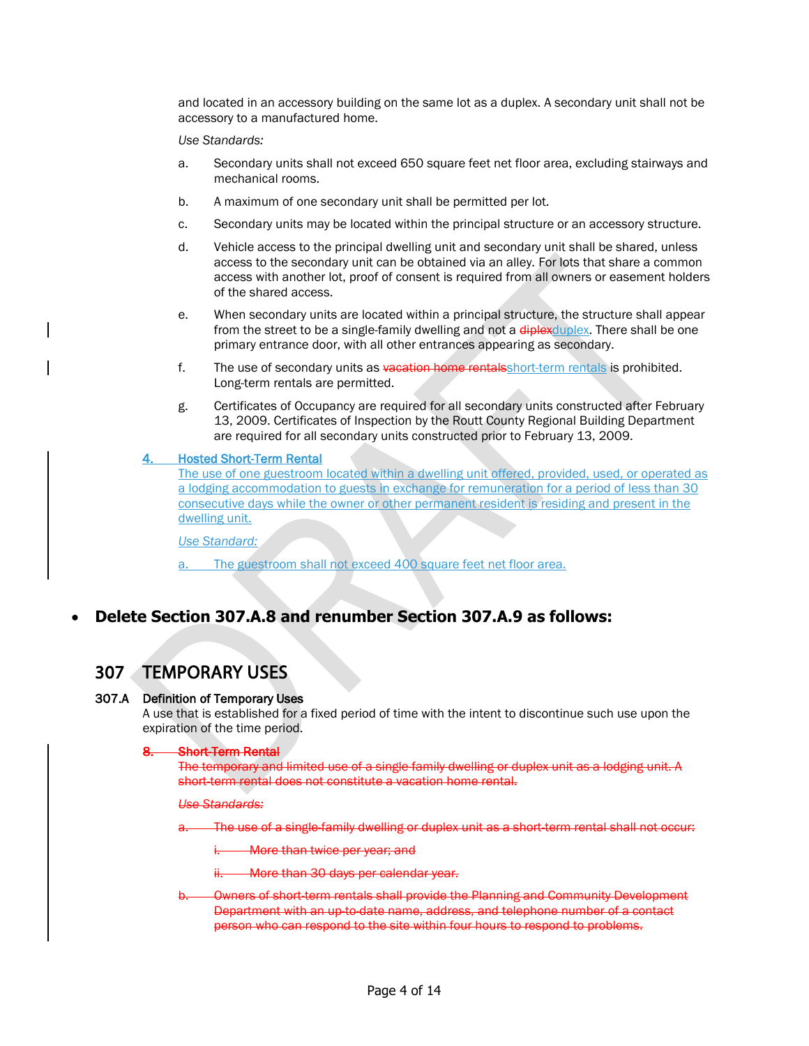and located in an accessory building on the same lot as a duplex. A secondary unit shall not be accessory to a manufactured home.

*Use Standards:*

a. Secondary units shall not exceed 650 square feet net floor area, excluding stairways and mechanical rooms.

b. A maximum of one secondary unit shall be permitted per lot.

c. Secondary units may be located within the principal structure or an accessory structure.

d. Vehicle access to the principal dwelling unit and secondary unit shall be shared, unless access to the secondary unit can be obtained via an alley. For lots that share a common access with another lot, proof of consent is required from all owners or easement holders of the shared access.

e. When secondary units are located within a principal structure, the structure shall appear from the street to be a single-family dwelling and not a ~~diplex~~duplex. There shall be one primary entrance door, with all other entrances appearing as secondary.

f. The use of secondary units as ~~vacation home rentals~~short-term rentals is prohibited. Long-term rentals are permitted.

g. Certificates of Occupancy are required for all secondary units constructed after February 13, 2009. Certificates of Inspection by the Routt County Regional Building Department are required for all secondary units constructed prior to February 13, 2009.

**4. Hosted Short-Term Rental**
The use of one guestroom located within a dwelling unit offered, provided, used, or operated as a lodging accommodation to guests in exchange for remuneration for a period of less than 30 consecutive days while the owner or other permanent resident is residing and present in the dwelling unit.

*Use Standard:*

a. The guestroom shall not exceed 400 square feet net floor area.

- **Delete Section 307.A.8 and renumber Section 307.A.9 as follows:**

## 307 TEMPORARY USES

### 307.A Definition of Temporary Uses

A use that is established for a fixed period of time with the intent to discontinue such use upon the expiration of the time period.

~~**8. Short-Term Rental**~~
~~The temporary and limited use of a single family dwelling or duplex unit as a lodging unit. A short-term rental does not constitute a vacation home rental.~~

~~*Use Standards:*~~

~~a. The use of a single-family dwelling or duplex unit as a short-term rental shall not occur:~~

~~i. More than twice per year; and~~

~~ii. More than 30 days per calendar year.~~

~~b. Owners of short-term rentals shall provide the Planning and Community Development Department with an up-to-date name, address, and telephone number of a contact person who can respond to the site within four hours to respond to problems.~~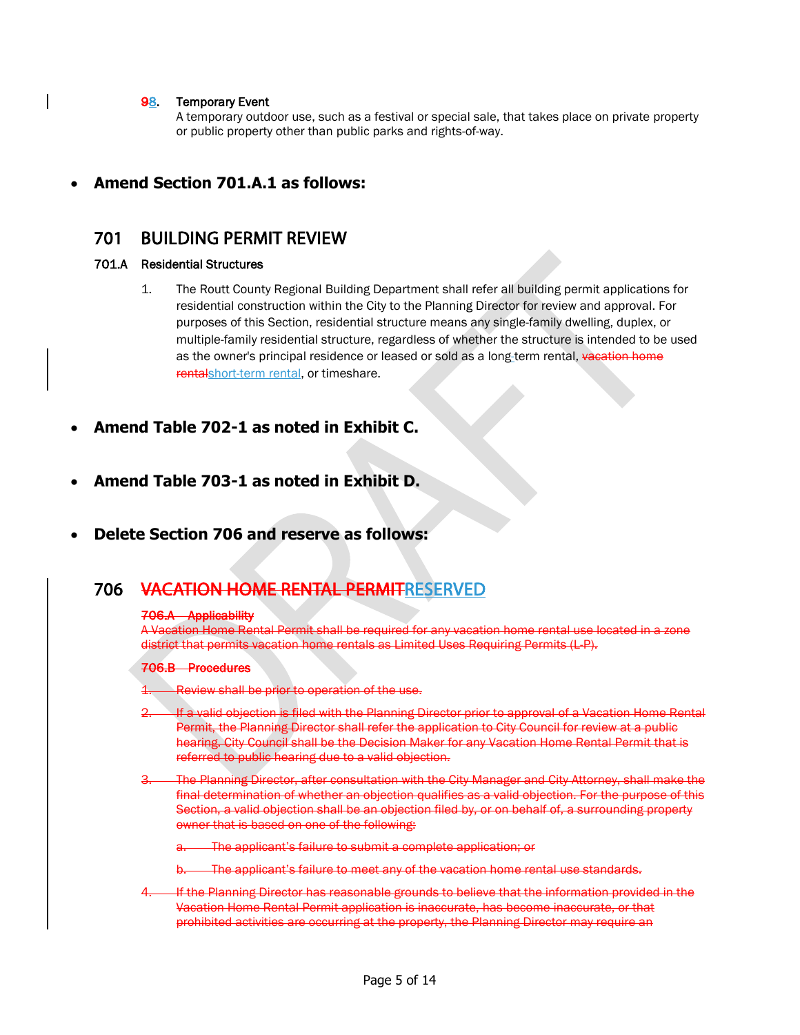**~~9~~8. Temporary Event**
A temporary outdoor use, such as a festival or special sale, that takes place on private property or public property other than public parks and rights-of-way.

- **Amend Section 701.A.1 as follows:**

# 701 BUILDING PERMIT REVIEW

### 701.A Residential Structures

1. The Routt County Regional Building Department shall refer all building permit applications for residential construction within the City to the Planning Director for review and approval. For purposes of this Section, residential structure means any single-family dwelling, duplex, or multiple-family residential structure, regardless of whether the structure is intended to be used as the owner's principal residence or leased or sold as a long-term rental, ~~vacation home rental~~short-term rental, or timeshare.

- **Amend Table 702-1 as noted in Exhibit C.**

- **Amend Table 703-1 as noted in Exhibit D.**

- **Delete Section 706 and reserve as follows:**

# 706 ~~VACATION HOME RENTAL PERMIT~~RESERVED

### ~~706.A Applicability~~

~~A Vacation Home Rental Permit shall be required for any vacation home rental use located in a zone district that permits vacation home rentals as Limited Uses Requiring Permits (L-P).~~

### ~~706.B Procedures~~

1. ~~Review shall be prior to operation of the use.~~
2. ~~If a valid objection is filed with the Planning Director prior to approval of a Vacation Home Rental Permit, the Planning Director shall refer the application to City Council for review at a public hearing. City Council shall be the Decision Maker for any Vacation Home Rental Permit that is referred to public hearing due to a valid objection.~~
3. ~~The Planning Director, after consultation with the City Manager and City Attorney, shall make the final determination of whether an objection qualifies as a valid objection. For the purpose of this Section, a valid objection shall be an objection filed by, or on behalf of, a surrounding property owner that is based on one of the following:~~
   a. ~~The applicant's failure to submit a complete application; or~~
   b. ~~The applicant's failure to meet any of the vacation home rental use standards.~~
4. ~~If the Planning Director has reasonable grounds to believe that the information provided in the Vacation Home Rental Permit application is inaccurate, has become inaccurate, or that prohibited activities are occurring at the property, the Planning Director may require an~~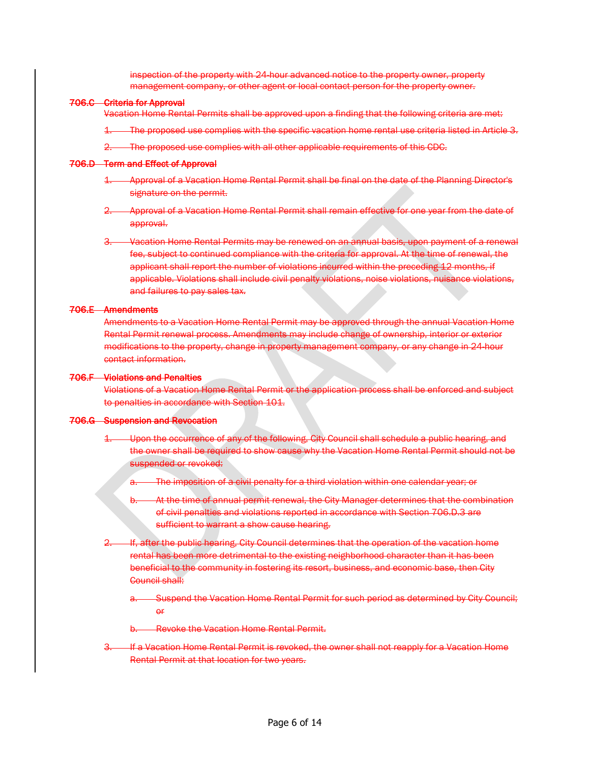inspection of the property with 24-hour advanced notice to the property owner, property management company, or other agent or local contact person for the property owner.

**706.C Criteria for Approval**

Vacation Home Rental Permits shall be approved upon a finding that the following criteria are met:

1. The proposed use complies with the specific vacation home rental use criteria listed in Article 3.

2. The proposed use complies with all other applicable requirements of this CDC.

**706.D Term and Effect of Approval**

1. Approval of a Vacation Home Rental Permit shall be final on the date of the Planning Director's signature on the permit.

2. Approval of a Vacation Home Rental Permit shall remain effective for one year from the date of approval.

3. Vacation Home Rental Permits may be renewed on an annual basis, upon payment of a renewal fee, subject to continued compliance with the criteria for approval. At the time of renewal, the applicant shall report the number of violations incurred within the preceding 12 months, if applicable. Violations shall include civil penalty violations, noise violations, nuisance violations, and failures to pay sales tax.

**706.E Amendments**

Amendments to a Vacation Home Rental Permit may be approved through the annual Vacation Home Rental Permit renewal process. Amendments may include change of ownership, interior or exterior modifications to the property, change in property management company, or any change in 24-hour contact information.

**706.F Violations and Penalties**

Violations of a Vacation Home Rental Permit or the application process shall be enforced and subject to penalties in accordance with Section 101.

**706.G Suspension and Revocation**

1. Upon the occurrence of any of the following, City Council shall schedule a public hearing, and the owner shall be required to show cause why the Vacation Home Rental Permit should not be suspended or revoked:

   a. The imposition of a civil penalty for a third violation within one calendar year; or

   b. At the time of annual permit renewal, the City Manager determines that the combination of civil penalties and violations reported in accordance with Section 706.D.3 are sufficient to warrant a show cause hearing.

2. If, after the public hearing, City Council determines that the operation of the vacation home rental has been more detrimental to the existing neighborhood character than it has been beneficial to the community in fostering its resort, business, and economic base, then City Council shall:

   a. Suspend the Vacation Home Rental Permit for such period as determined by City Council; or

   b. Revoke the Vacation Home Rental Permit.

3. If a Vacation Home Rental Permit is revoked, the owner shall not reapply for a Vacation Home Rental Permit at that location for two years.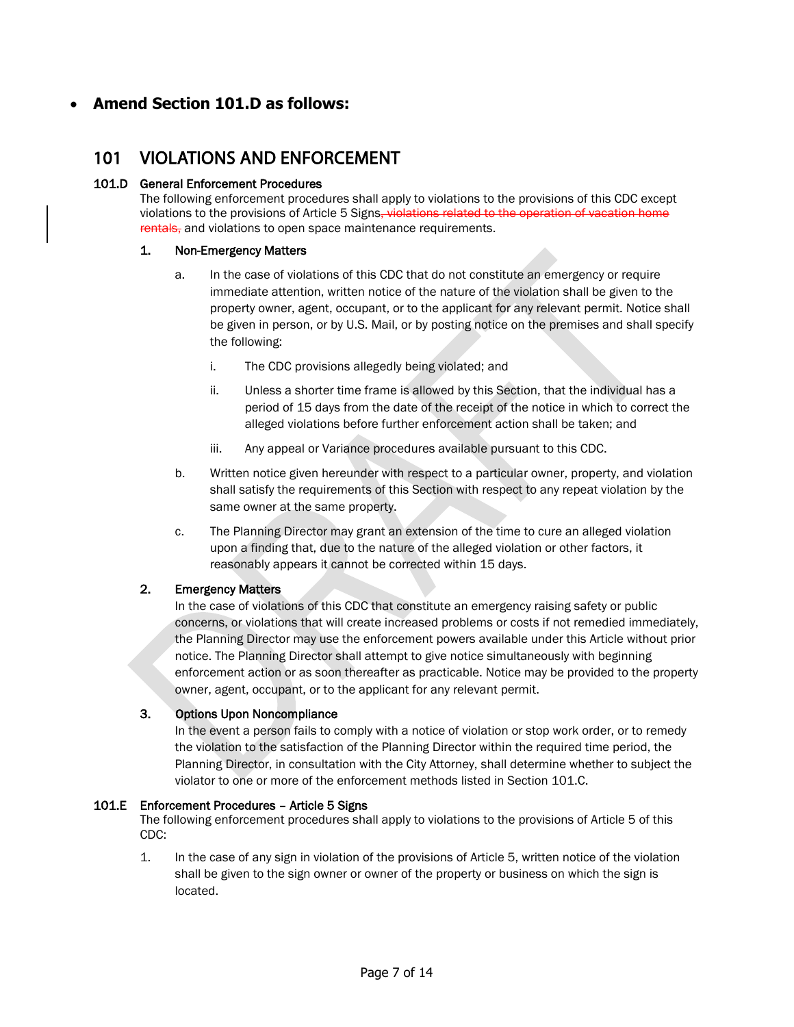- **Amend Section 101.D as follows:**

# 101 VIOLATIONS AND ENFORCEMENT

### 101.D General Enforcement Procedures

The following enforcement procedures shall apply to violations to the provisions of this CDC except violations to the provisions of Article 5 Signs~~, violations related to the operation of vacation home rentals,~~ and violations to open space maintenance requirements.

1. **Non-Emergency Matters**

   a. In the case of violations of this CDC that do not constitute an emergency or require immediate attention, written notice of the nature of the violation shall be given to the property owner, agent, occupant, or to the applicant for any relevant permit. Notice shall be given in person, or by U.S. Mail, or by posting notice on the premises and shall specify the following:

      i. The CDC provisions allegedly being violated; and

      ii. Unless a shorter time frame is allowed by this Section, that the individual has a period of 15 days from the date of the receipt of the notice in which to correct the alleged violations before further enforcement action shall be taken; and

      iii. Any appeal or Variance procedures available pursuant to this CDC.

   b. Written notice given hereunder with respect to a particular owner, property, and violation shall satisfy the requirements of this Section with respect to any repeat violation by the same owner at the same property.

   c. The Planning Director may grant an extension of the time to cure an alleged violation upon a finding that, due to the nature of the alleged violation or other factors, it reasonably appears it cannot be corrected within 15 days.

2. **Emergency Matters**

   In the case of violations of this CDC that constitute an emergency raising safety or public concerns, or violations that will create increased problems or costs if not remedied immediately, the Planning Director may use the enforcement powers available under this Article without prior notice. The Planning Director shall attempt to give notice simultaneously with beginning enforcement action or as soon thereafter as practicable. Notice may be provided to the property owner, agent, occupant, or to the applicant for any relevant permit.

3. **Options Upon Noncompliance**

   In the event a person fails to comply with a notice of violation or stop work order, or to remedy the violation to the satisfaction of the Planning Director within the required time period, the Planning Director, in consultation with the City Attorney, shall determine whether to subject the violator to one or more of the enforcement methods listed in Section 101.C.

### 101.E Enforcement Procedures – Article 5 Signs

The following enforcement procedures shall apply to violations to the provisions of Article 5 of this CDC:

1. In the case of any sign in violation of the provisions of Article 5, written notice of the violation shall be given to the sign owner or owner of the property or business on which the sign is located.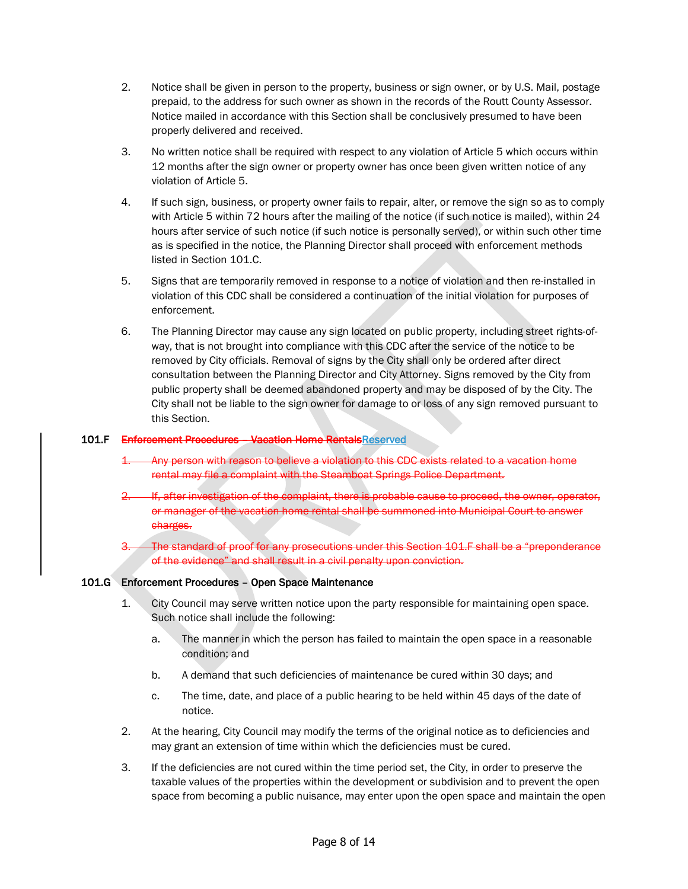2. Notice shall be given in person to the property, business or sign owner, or by U.S. Mail, postage prepaid, to the address for such owner as shown in the records of the Routt County Assessor. Notice mailed in accordance with this Section shall be conclusively presumed to have been properly delivered and received.

3. No written notice shall be required with respect to any violation of Article 5 which occurs within 12 months after the sign owner or property owner has once been given written notice of any violation of Article 5.

4. If such sign, business, or property owner fails to repair, alter, or remove the sign so as to comply with Article 5 within 72 hours after the mailing of the notice (if such notice is mailed), within 24 hours after service of such notice (if such notice is personally served), or within such other time as is specified in the notice, the Planning Director shall proceed with enforcement methods listed in Section 101.C.

5. Signs that are temporarily removed in response to a notice of violation and then re-installed in violation of this CDC shall be considered a continuation of the initial violation for purposes of enforcement.

6. The Planning Director may cause any sign located on public property, including street rights-of-way, that is not brought into compliance with this CDC after the service of the notice to be removed by City officials. Removal of signs by the City shall only be ordered after direct consultation between the Planning Director and City Attorney. Signs removed by the City from public property shall be deemed abandoned property and may be disposed of by the City. The City shall not be liable to the sign owner for damage to or loss of any sign removed pursuant to this Section.

### 101.F ~~Enforcement Procedures – Vacation Home Rentals~~Reserved

~~1. Any person with reason to believe a violation to this CDC exists related to a vacation home rental may file a complaint with the Steamboat Springs Police Department.~~

~~2. If, after investigation of the complaint, there is probable cause to proceed, the owner, operator, or manager of the vacation home rental shall be summoned into Municipal Court to answer charges.~~

~~3. The standard of proof for any prosecutions under this Section 101.F shall be a "preponderance of the evidence" and shall result in a civil penalty upon conviction.~~

### 101.G Enforcement Procedures – Open Space Maintenance

1. City Council may serve written notice upon the party responsible for maintaining open space. Such notice shall include the following:

   a. The manner in which the person has failed to maintain the open space in a reasonable condition; and

   b. A demand that such deficiencies of maintenance be cured within 30 days; and

   c. The time, date, and place of a public hearing to be held within 45 days of the date of notice.

2. At the hearing, City Council may modify the terms of the original notice as to deficiencies and may grant an extension of time within which the deficiencies must be cured.

3. If the deficiencies are not cured within the time period set, the City, in order to preserve the taxable values of the properties within the development or subdivision and to prevent the open space from becoming a public nuisance, may enter upon the open space and maintain the open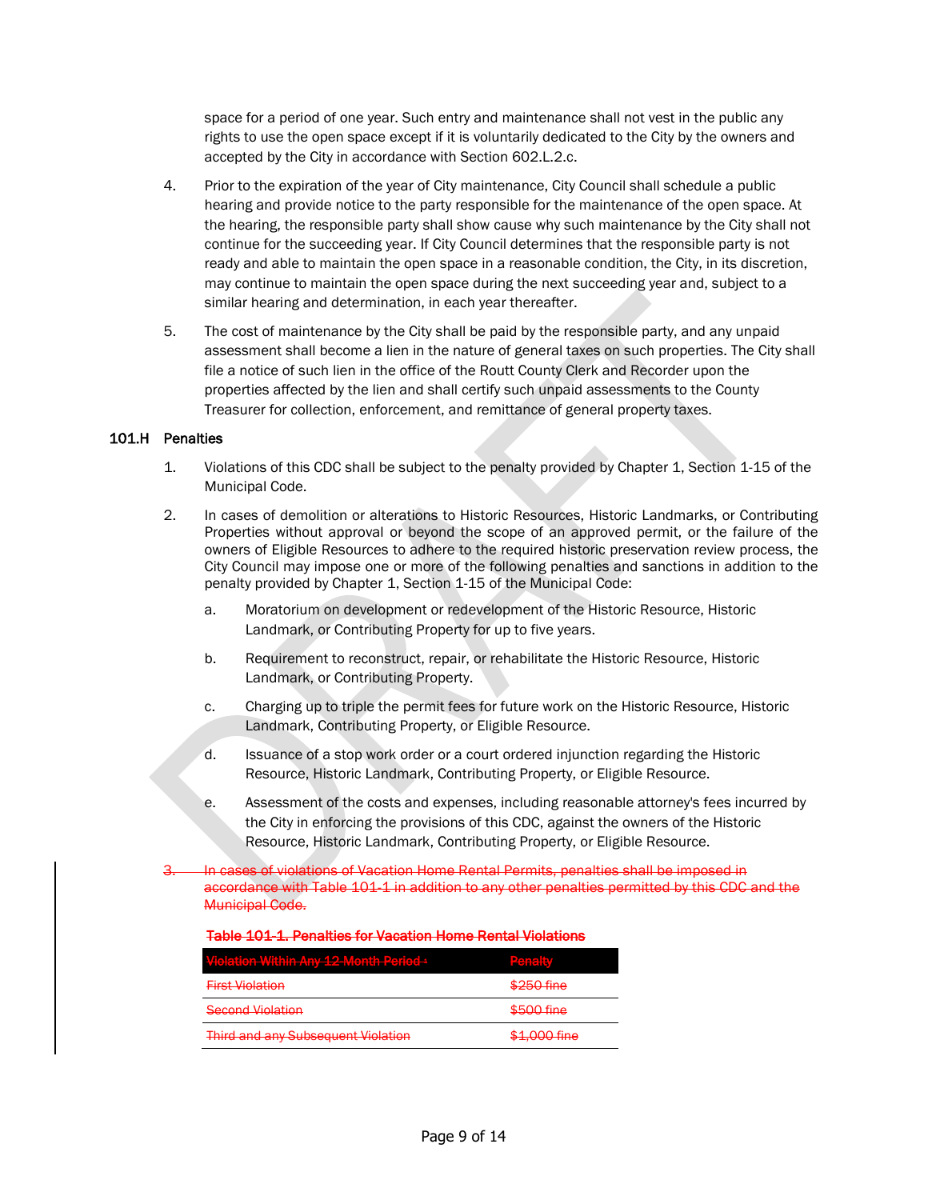space for a period of one year. Such entry and maintenance shall not vest in the public any rights to use the open space except if it is voluntarily dedicated to the City by the owners and accepted by the City in accordance with Section 602.L.2.c.

4. Prior to the expiration of the year of City maintenance, City Council shall schedule a public hearing and provide notice to the party responsible for the maintenance of the open space. At the hearing, the responsible party shall show cause why such maintenance by the City shall not continue for the succeeding year. If City Council determines that the responsible party is not ready and able to maintain the open space in a reasonable condition, the City, in its discretion, may continue to maintain the open space during the next succeeding year and, subject to a similar hearing and determination, in each year thereafter.

5. The cost of maintenance by the City shall be paid by the responsible party, and any unpaid assessment shall become a lien in the nature of general taxes on such properties. The City shall file a notice of such lien in the office of the Routt County Clerk and Recorder upon the properties affected by the lien and shall certify such unpaid assessments to the County Treasurer for collection, enforcement, and remittance of general property taxes.

### 101.H Penalties

1. Violations of this CDC shall be subject to the penalty provided by Chapter 1, Section 1-15 of the Municipal Code.

2. In cases of demolition or alterations to Historic Resources, Historic Landmarks, or Contributing Properties without approval or beyond the scope of an approved permit, or the failure of the owners of Eligible Resources to adhere to the required historic preservation review process, the City Council may impose one or more of the following penalties and sanctions in addition to the penalty provided by Chapter 1, Section 1-15 of the Municipal Code:

   a. Moratorium on development or redevelopment of the Historic Resource, Historic Landmark, or Contributing Property for up to five years.

   b. Requirement to reconstruct, repair, or rehabilitate the Historic Resource, Historic Landmark, or Contributing Property.

   c. Charging up to triple the permit fees for future work on the Historic Resource, Historic Landmark, Contributing Property, or Eligible Resource.

   d. Issuance of a stop work order or a court ordered injunction regarding the Historic Resource, Historic Landmark, Contributing Property, or Eligible Resource.

   e. Assessment of the costs and expenses, including reasonable attorney's fees incurred by the City in enforcing the provisions of this CDC, against the owners of the Historic Resource, Historic Landmark, Contributing Property, or Eligible Resource.

3. ~~In cases of violations of Vacation Home Rental Permits, penalties shall be imposed in accordance with Table 101-1 in addition to any other penalties permitted by this CDC and the Municipal Code.~~

**~~Table 101-1. Penalties for Vacation Home Rental Violations~~**

| ~~Violation Within Any 12 Month Period~~ | ~~Penalty~~ |
|---|---|
| ~~First Violation~~ | ~~$250 fine~~ |
| ~~Second Violation~~ | ~~$500 fine~~ |
| ~~Third and any Subsequent Violation~~ | ~~$1,000 fine~~ |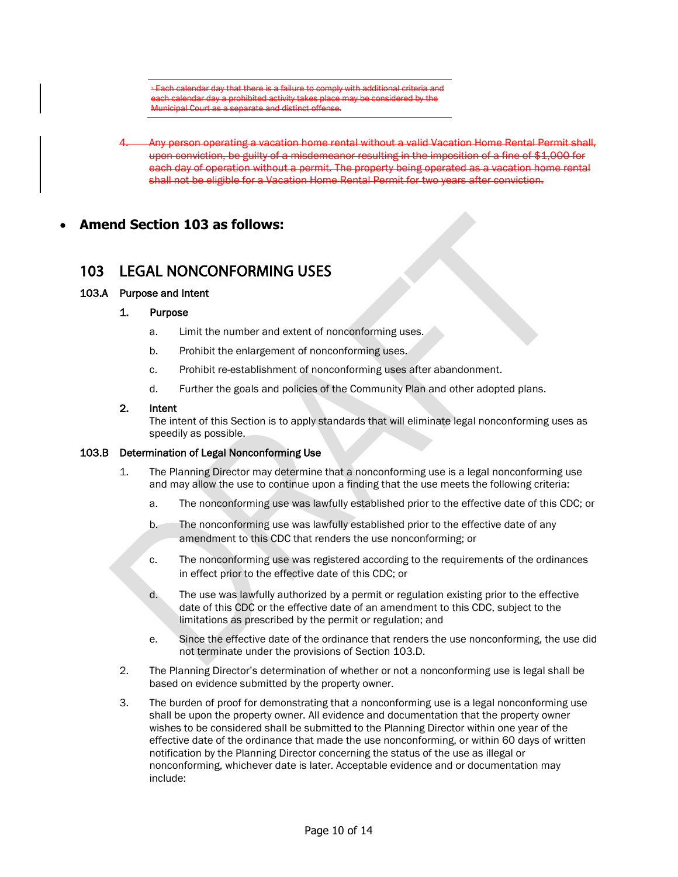~~Each calendar day that there is a failure to comply with additional criteria and each calendar day a prohibited activity takes place may be considered by the Municipal Court as a separate and distinct offense.~~

~~4. Any person operating a vacation home rental without a valid Vacation Home Rental Permit shall, upon conviction, be guilty of a misdemeanor resulting in the imposition of a fine of $1,000 for each day of operation without a permit. The property being operated as a vacation home rental shall not be eligible for a Vacation Home Rental Permit for two years after conviction.~~

- **Amend Section 103 as follows:**

# 103 LEGAL NONCONFORMING USES

## 103.A Purpose and Intent

### 1. Purpose

a. Limit the number and extent of nonconforming uses.

b. Prohibit the enlargement of nonconforming uses.

c. Prohibit re-establishment of nonconforming uses after abandonment.

d. Further the goals and policies of the Community Plan and other adopted plans.

### 2. Intent

The intent of this Section is to apply standards that will eliminate legal nonconforming uses as speedily as possible.

## 103.B Determination of Legal Nonconforming Use

1. The Planning Director may determine that a nonconforming use is a legal nonconforming use and may allow the use to continue upon a finding that the use meets the following criteria:

   a. The nonconforming use was lawfully established prior to the effective date of this CDC; or

   b. The nonconforming use was lawfully established prior to the effective date of any amendment to this CDC that renders the use nonconforming; or

   c. The nonconforming use was registered according to the requirements of the ordinances in effect prior to the effective date of this CDC; or

   d. The use was lawfully authorized by a permit or regulation existing prior to the effective date of this CDC or the effective date of an amendment to this CDC, subject to the limitations as prescribed by the permit or regulation; and

   e. Since the effective date of the ordinance that renders the use nonconforming, the use did not terminate under the provisions of Section 103.D.

2. The Planning Director's determination of whether or not a nonconforming use is legal shall be based on evidence submitted by the property owner.

3. The burden of proof for demonstrating that a nonconforming use is a legal nonconforming use shall be upon the property owner. All evidence and documentation that the property owner wishes to be considered shall be submitted to the Planning Director within one year of the effective date of the ordinance that made the use nonconforming, or within 60 days of written notification by the Planning Director concerning the status of the use as illegal or nonconforming, whichever date is later. Acceptable evidence and or documentation may include: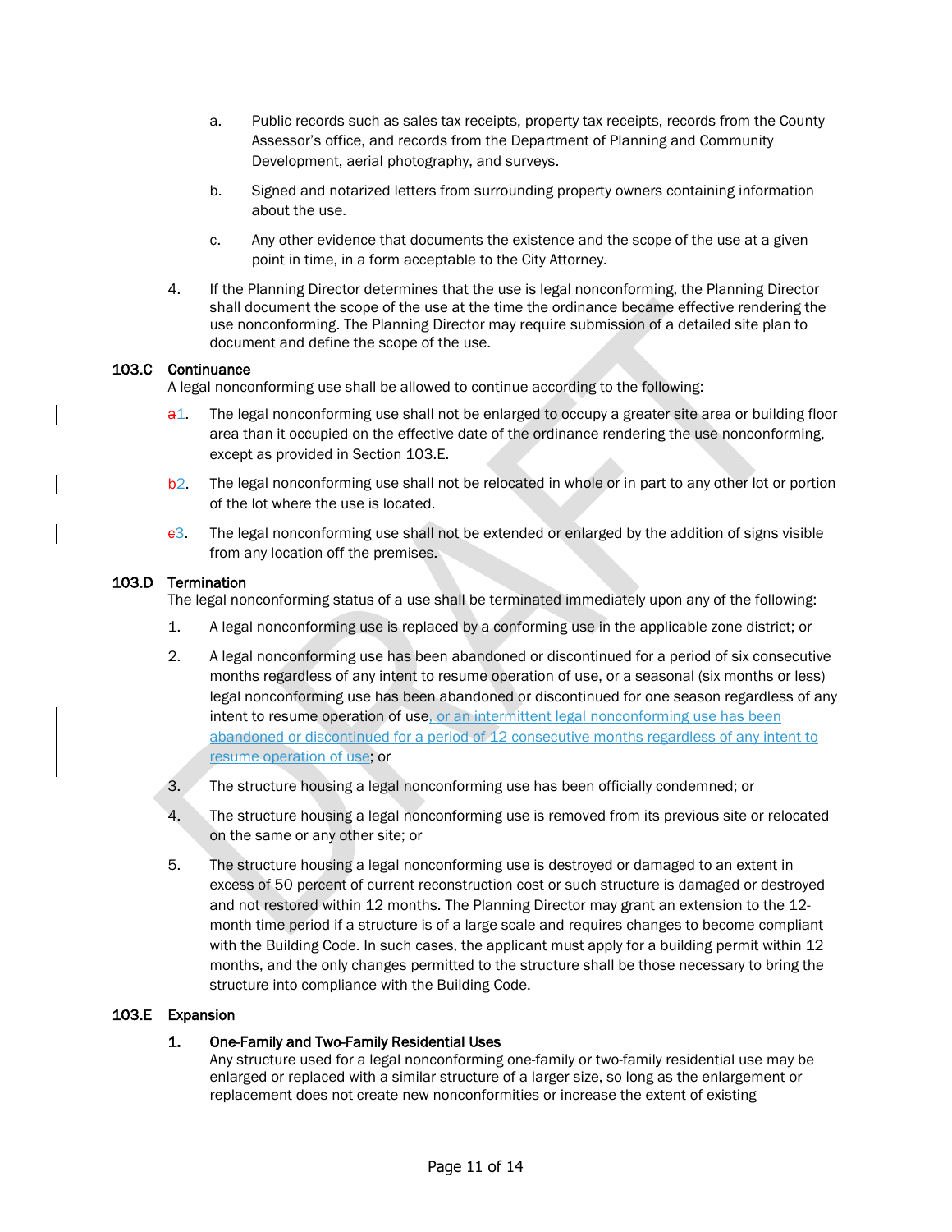a. Public records such as sales tax receipts, property tax receipts, records from the County Assessor's office, and records from the Department of Planning and Community Development, aerial photography, and surveys.

b. Signed and notarized letters from surrounding property owners containing information about the use.

c. Any other evidence that documents the existence and the scope of the use at a given point in time, in a form acceptable to the City Attorney.

4. If the Planning Director determines that the use is legal nonconforming, the Planning Director shall document the scope of the use at the time the ordinance became effective rendering the use nonconforming. The Planning Director may require submission of a detailed site plan to document and define the scope of the use.

### 103.C Continuance

A legal nonconforming use shall be allowed to continue according to the following:

~~a~~1. The legal nonconforming use shall not be enlarged to occupy a greater site area or building floor area than it occupied on the effective date of the ordinance rendering the use nonconforming, except as provided in Section 103.E.

~~b~~2. The legal nonconforming use shall not be relocated in whole or in part to any other lot or portion of the lot where the use is located.

~~c~~3. The legal nonconforming use shall not be extended or enlarged by the addition of signs visible from any location off the premises.

### 103.D Termination

The legal nonconforming status of a use shall be terminated immediately upon any of the following:

1. A legal nonconforming use is replaced by a conforming use in the applicable zone district; or

2. A legal nonconforming use has been abandoned or discontinued for a period of six consecutive months regardless of any intent to resume operation of use, or a seasonal (six months or less) legal nonconforming use has been abandoned or discontinued for one season regardless of any intent to resume operation of use, or an intermittent legal nonconforming use has been abandoned or discontinued for a period of 12 consecutive months regardless of any intent to resume operation of use; or

3. The structure housing a legal nonconforming use has been officially condemned; or

4. The structure housing a legal nonconforming use is removed from its previous site or relocated on the same or any other site; or

5. The structure housing a legal nonconforming use is destroyed or damaged to an extent in excess of 50 percent of current reconstruction cost or such structure is damaged or destroyed and not restored within 12 months. The Planning Director may grant an extension to the 12-month time period if a structure is of a large scale and requires changes to become compliant with the Building Code. In such cases, the applicant must apply for a building permit within 12 months, and the only changes permitted to the structure shall be those necessary to bring the structure into compliance with the Building Code.

### 103.E Expansion

**1. One-Family and Two-Family Residential Uses**

Any structure used for a legal nonconforming one-family or two-family residential use may be enlarged or replaced with a similar structure of a larger size, so long as the enlargement or replacement does not create new nonconformities or increase the extent of existing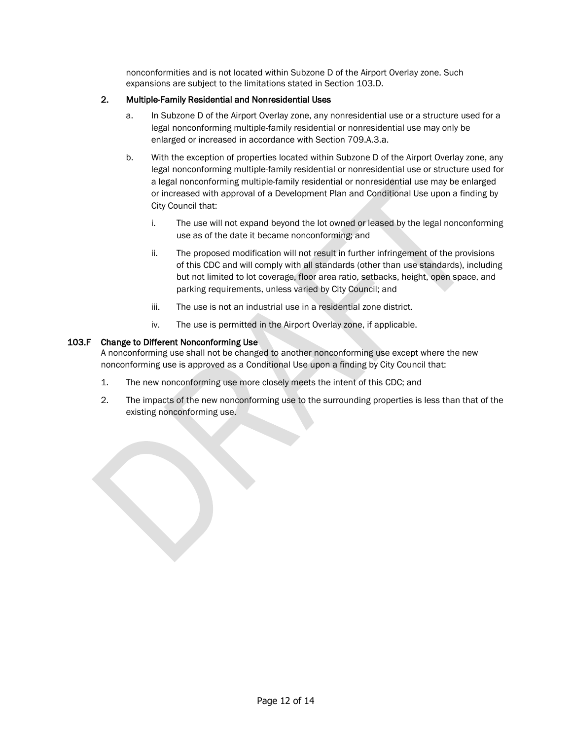nonconformities and is not located within Subzone D of the Airport Overlay zone. Such expansions are subject to the limitations stated in Section 103.D.

2. **Multiple-Family Residential and Nonresidential Uses**

   a. In Subzone D of the Airport Overlay zone, any nonresidential use or a structure used for a legal nonconforming multiple-family residential or nonresidential use may only be enlarged or increased in accordance with Section 709.A.3.a.

   b. With the exception of properties located within Subzone D of the Airport Overlay zone, any legal nonconforming multiple-family residential or nonresidential use or structure used for a legal nonconforming multiple-family residential or nonresidential use may be enlarged or increased with approval of a Development Plan and Conditional Use upon a finding by City Council that:

      i. The use will not expand beyond the lot owned or leased by the legal nonconforming use as of the date it became nonconforming; and

      ii. The proposed modification will not result in further infringement of the provisions of this CDC and will comply with all standards (other than use standards), including but not limited to lot coverage, floor area ratio, setbacks, height, open space, and parking requirements, unless varied by City Council; and

      iii. The use is not an industrial use in a residential zone district.

      iv. The use is permitted in the Airport Overlay zone, if applicable.

### 103.F Change to Different Nonconforming Use

A nonconforming use shall not be changed to another nonconforming use except where the new nonconforming use is approved as a Conditional Use upon a finding by City Council that:

1. The new nonconforming use more closely meets the intent of this CDC; and

2. The impacts of the new nonconforming use to the surrounding properties is less than that of the existing nonconforming use.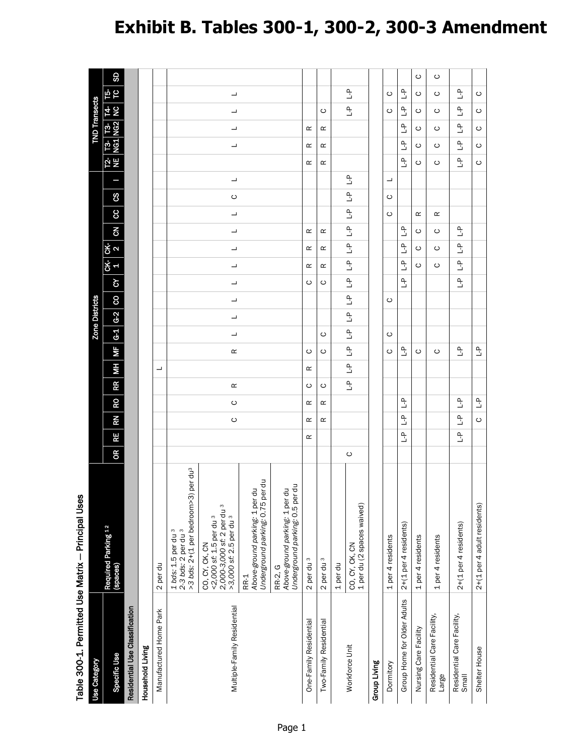# Exhibit B. Tables 300-1, 300-2, 300-3 Amendment

**Table 300-1. Permitted Use Matrix — Principal Uses**

| Use Category | | Zone Districts | | | | | | | | | | | | | | | | | TND Transects | | | | | |
|---|---|---|---|---|---|---|---|---|---|---|---|---|---|---|---|---|---|---|---|---|---|---|---|---|
| Specific Use | Required Parking [1 2] (spaces) | OR | RE | RN | RO | RR | MH | MF | G-1 | G-2 | CO | CY | CK-1 | CK-2 | CN | CC | CS | I | T2-NE | T3-NG1 | T3-NG2 | T4-NC | T5-TC | SD |
| **Residential Use Classification** | | | | | | | | | | | | | | | | | | | | | | | | |
| **Household Living** | | | | | | | | | | | | | | | | | | | | | | | | |
| Manufactured Home Park | 2 per du | | | | | | L | | | | | | | | | | | | | | | | | |
| | *1 bds*: 1.5 per du [3] *2-3 bds*: 2 per du [3] *>3 bds*: 2+(1 per bedroom>3) per du[3] | | | | | | | | | | | | | | | | | | | | | | | |
| Multiple-Family Residential | CO, CY, CK, CN <2,000 sf: 1.5 per du [3] 2,000-3,000 sf: 2 per du [3] >3,000 sf: 2.5 per du [3] | | | C | C | R | | R | L | L | L | L | L | L | L | L | C | L | | L | L | L | L | |
| | RR-1 *Above-ground parking*: 1 per du *Underground parking*: 0.75 per du | | | | | | | | | | | | | | | | | | | | | | | |
| | RR-2, G *Above-ground parking*: 1 per du *Underground parking*: 0.5 per du | | | | | | | | | | | | | | | | | | | | | | | |
| One-Family Residential | 2 per du [3] | | R | R | R | C | R | C | | | | C | R | R | R | | | | R | R | R | | | |
| Two-Family Residential | 2 per du [3] | | | R | R | C | | C | C | | | C | R | R | R | | | | R | R | R | C | | |
| | 1 per du | | | | | | | | | | | | | | | | | | | | | | | |
| Workforce Unit | CO, CY, CK, CN 1 per du (2 spaces waived) | C | | | | L-P | L-P | L-P | L-P | L-P | L-P | L-P | L-P | L-P | L-P | L-P | L-P | L-P | | | | L-P | L-P | |
| **Group Living** | | | | | | | | | | | | | | | | | | | | | | | | |
| Dormitory | 1 per 4 residents | | | | | | | C | C | | C | | | | | C | C | L | | | | C | C | |
| Group Home for Older Adults | 2+(1 per 4 residents) | | L-P | L-P | L-P | | | L-P | | | | L-P | L-P | L-P | L-P | | | | L-P | L-P | L-P | L-P | L-P | |
| Nursing Care Facility | 1 per 4 residents | | | | | | | C | | | | | C | C | C | R | | | C | C | C | C | C | C |
| Residential Care Facility, Large | 1 per 4 residents | | | | | | | C | | | | | C | C | C | R | | | C | C | C | C | C | C |
| Residential Care Facility, Small | 2+(1 per 4 residents) | | L-P | L-P | L-P | | | L-P | | | | L-P | L-P | L-P | L-P | | | | L-P | L-P | L-P | L-P | L-P | |
| Shelter House | 2+(1 per 4 adult residents) | | | C | L-P | | | L-P | | | | | | | | | | | C | C | C | C | C | |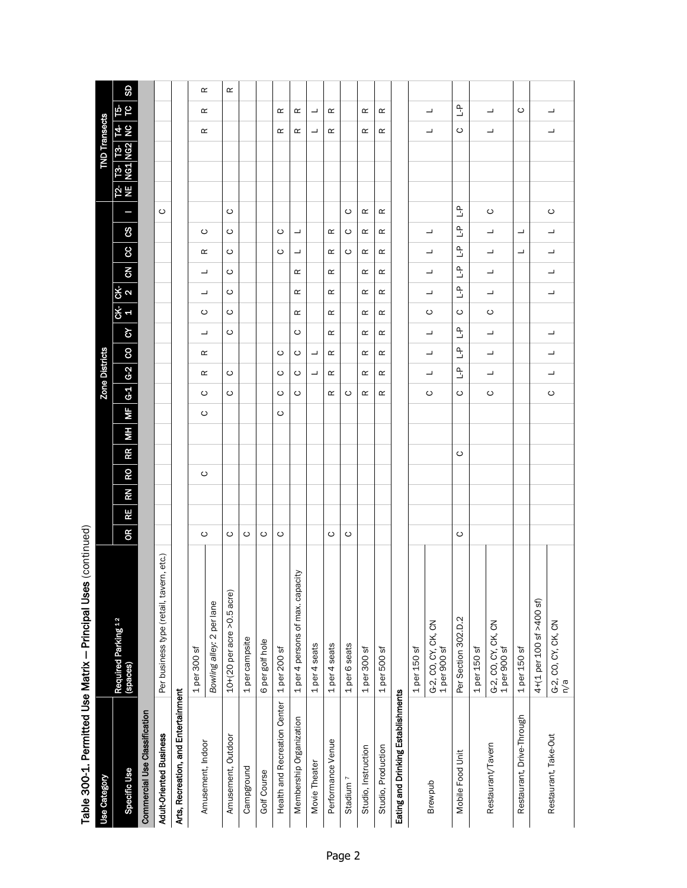Table 300-1. Permitted Use Matrix — Principal Uses (continued)

| Use Category | | Zone Districts | | | | | | | | | | | | | | | | | TND Transects | | | | | |
|---|---|---|---|---|---|---|---|---|---|---|---|---|---|---|---|---|---|---|---|---|---|---|---|---|
| Specific Use | Required Parking [1 2] (spaces) | OR | RE | RN | RO | RR | MH | MF | G-1 | G-2 | CO | CY | CK-1 | CK-2 | CN | CC | CS | I | T2-NE | T3-NG1 | T3-NG2 | T4-NC | T5-TC | SD |
| **Commercial Use Classification** | | | | | | | | | | | | | | | | | | | | | | | | |
| **Adult-Oriented Business** | Per business type (retail, tavern, etc.) | | | | | | | | | | | | | | | | | C | | | | | | |
| **Arts, Recreation, and Entertainment** | | | | | | | | | | | | | | | | | | | | | | | | |
| Amusement, Indoor | 1 per 300 sf | C | | | C | | | C | C | R | R | L | C | L | L | R | C | | | | | R | R | R |
| | *Bowling alley:* 2 per lane | | | | | | | | | | | | | | | | | | | | | | | |
| Amusement, Outdoor | 10+(20 per acre >0.5 acre) | C | | | | | | | C | C | | C | C | C | C | C | C | C | | | | | | R |
| Campground | 1 per campsite | C | | | | | | | | | | | | | | | | | | | | | | |
| Golf Course | 6 per golf hole | C | | | | | | | | | | | | | | | | | | | | | | |
| Health and Recreation Center | 1 per 200 sf | C | | | | | | C | C | C | C | | | | | C | C | | | | | R | R | |
| Membership Organization | 1 per 4 persons of max. capacity | | | | | | | | C | C | C | C | R | R | R | L | L | | | | | R | R | |
| Movie Theater | 1 per 4 seats | | | | | | | | | L | L | | | | | | | | | | | L | L | |
| Performance Venue | 1 per 4 seats | C | | | | | | | R | R | R | R | R | R | R | R | R | | | | | R | R | |
| Stadium [7] | 1 per 6 seats | C | | | | | | | C | | | | | | | C | C | C | | | | | | |
| Studio, Instruction | 1 per 300 sf | | | | | | | | R | R | R | R | R | R | R | R | R | R | | | | R | R | |
| Studio, Production | 1 per 500 sf | | | | | | | | R | R | R | R | R | R | R | R | R | R | | | | R | R | |
| **Eating and Drinking Establishments** | | | | | | | | | | | | | | | | | | | | | | | | |
| Brewpub | 1 per 150 sf | | | | | | | | C | L | L | L | C | L | L | L | L | | | | | L | L | |
| | G-2, CO, CY, CK, CN 1 per 900 sf | | | | | | | | | | | | | | | | | | | | | | | |
| Mobile Food Unit | Per Section 302.D.2 | C | | | | C | | | C | L-P | L-P | L-P | C | L-P | L-P | L-P | L-P | L-P | | | | C | L-P | |
| Restaurant/Tavern | 1 per 150 sf | | | | | | | | C | L | L | L | C | L | L | L | L | C | | | | L | L | |
| | G-2, CO, CY, CK, CN 1 per 900 sf | | | | | | | | | | | | | | | | | | | | | | | |
| Restaurant, Drive-Through | 1 per 150 sf | | | | | | | | | | | | | | | L | L | | | | | | C | |
| Restaurant, Take-Out | 4+(1 per 100 sf >400 sf) | | | | | | | | C | L | L | L | | L | L | L | L | C | | | | L | L | |
| | G-2, CO, CY, CK, CN n/a | | | | | | | | | | | | | | | | | | | | | | | |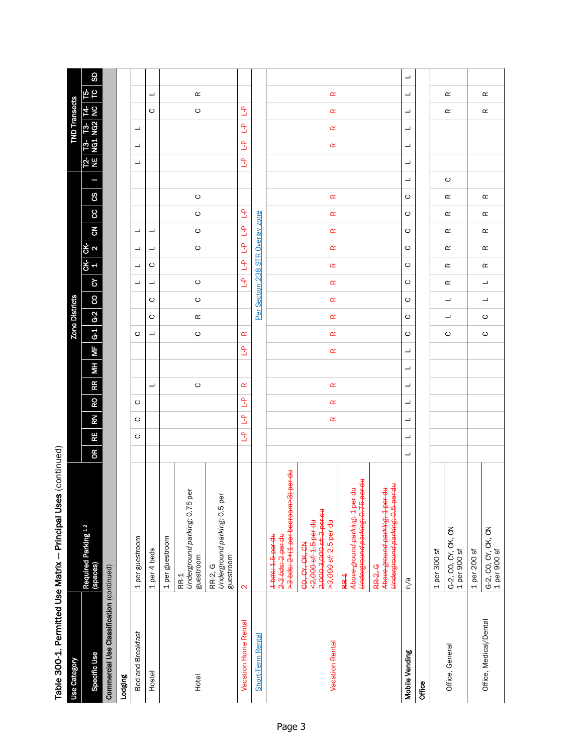## Table 300-1. Permitted Use Matrix — Principal Uses (continued)

| Use Category | Required Parking[1,2] | Zone Districts | | | | | | | | | | | | | | | | | TND Transects | | | | | |
|---|---|---|---|---|---|---|---|---|---|---|---|---|---|---|---|---|---|---|---|---|---|---|---|---|
| Specific Use | (spaces) | OR | RE | RN | RO | RR | MH | MF | G-1 | G-2 | CO | CY | CK-1 | CK-2 | CN | CC | CS | I | T2-NE | T3-NG1 | T3-NG2 | T4-NC | T5-TC | SD |
| **Commercial Use Classification** (continued) | | | | | | | | | | | | | | | | | | | | | | | | |
| **Lodging** | | | | | | | | | | | | | | | | | | | | | | | | |
| Bed and Breakfast | 1 per guestroom | | C | C | C | | | | C | | | L | L | L | L | | | | L | L | L | | | |
| Hostel | 1 per 4 beds | | | | | L | | | L | C | C | L | C | L | L | | | | | | | C | L | |
| Hotel | 1 per guestroom<br>RR-1<br>*Underground parking*: 0.75 per guestroom<br>RR-2, G<br>*Underground parking*: 0.5 per guestroom | | | | | C | | | C | R | C | C | | C | C | C | C | | | | | C | R | |
| ~~Vacation Home Rental~~ | ~~2~~ | | ~~L-P~~ | ~~L-P~~ | ~~L-P~~ | ~~R~~ | | ~~L-P~~ | ~~R~~ | | | ~~L-P~~ | ~~L-P~~ | ~~L-P~~ | ~~L-P~~ | ~~L-P~~ | | | ~~L-P~~ | ~~L-P~~ | ~~L-P~~ | ~~L-P~~ | | |
| Short-Term Rental | | Per Section 238 STR Overlay zone | | | | | | | | | | | | | | | | | | | | | | |
| ~~Vacation Rental~~ | ~~1 bds: 1.5 per du~~<br>~~2-3 bds: 2 per du~~<br>~~>3 bds: 2+(1 per bedroom>3) per du~~<br>~~CO, CY, CK, CN~~<br>~~<2,000 sf: 1.5 per du~~<br>~~2,000-3,000 sf: 2 per du~~<br>~~>3,000 sf: 2.5 per du~~<br>~~RR-1~~<br>~~*Above-ground parking*: 1 per du~~<br>~~*Underground parking*: 0.75 per du~~<br>~~RR-2, G~~<br>~~*Above-ground parking*: 1 per du~~<br>~~*Underground parking*: 0.5 per du~~ | | | ~~R~~ | ~~R~~ | ~~R~~ | | ~~R~~ | ~~R~~ | ~~R~~ | ~~R~~ | ~~R~~ | ~~R~~ | ~~R~~ | ~~R~~ | ~~R~~ | ~~R~~ | | | ~~R~~ | ~~R~~ | ~~R~~ | ~~R~~ | |
| **Mobile Vending** | n/a | L | L | L | L | L | L | L | C | C | C | C | C | C | C | C | C | L | L | L | L | L | L | L |
| **Office** | | | | | | | | | | | | | | | | | | | | | | | | |
| Office, General | 1 per 300 sf<br>G-2, CO, CY, CK, CN<br>1 per 900 sf | | | | | | | | C | L | L | R | R | R | R | R | R | C | | | | R | R | |
| Office, Medical/Dental | 1 per 200 sf<br>G-2, CO, CY, CK, CN<br>1 per 900 sf | | | | | | | | C | C | L | L | R | R | R | R | R | | | | | R | R | |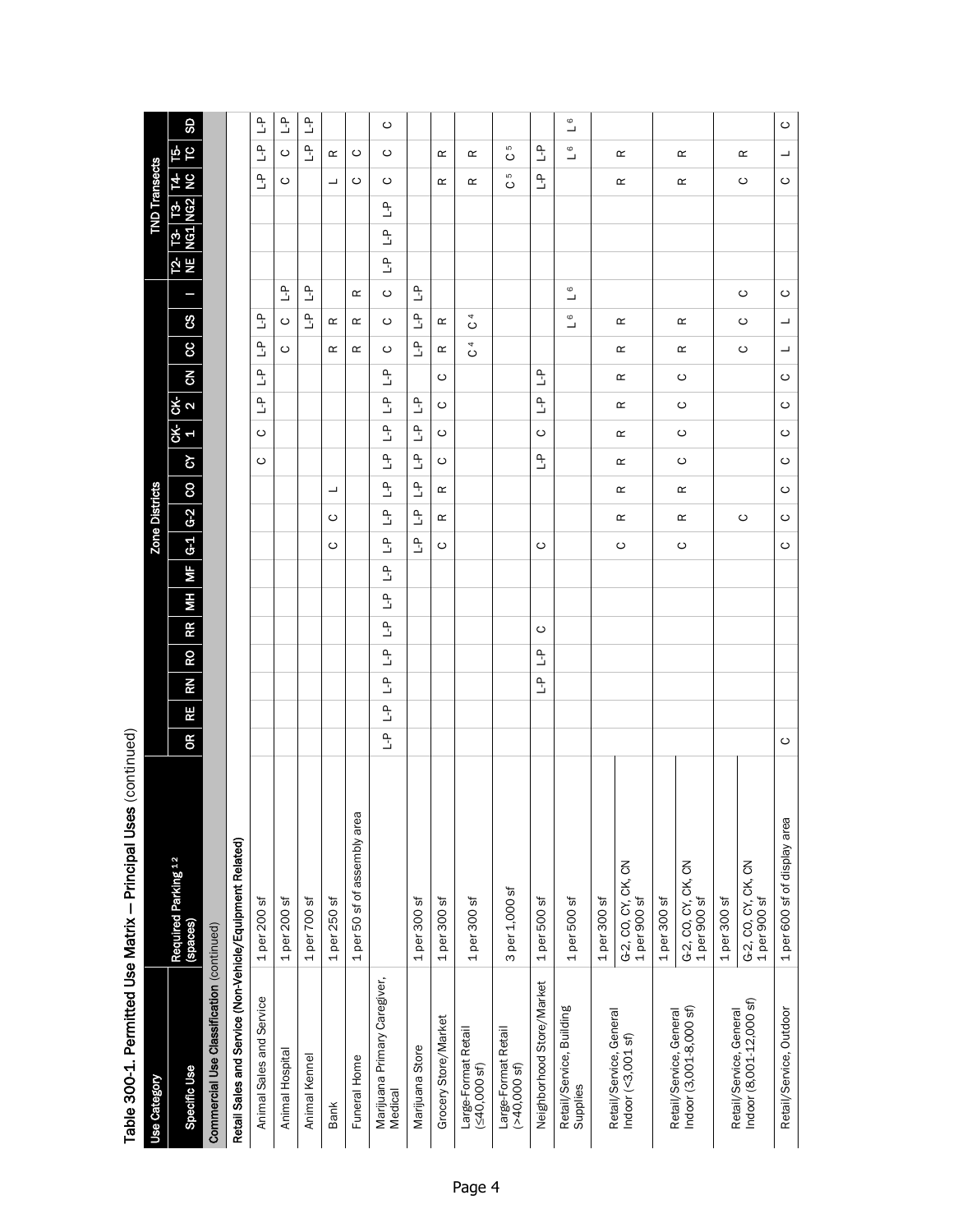# Table 300-1. Permitted Use Matrix — Principal Uses (continued)

| Use Category | | Zone Districts | | | | | | | | | | | | | | | | | TND Transects | | | | | |
|---|---|---|---|---|---|---|---|---|---|---|---|---|---|---|---|---|---|---|---|---|---|---|---|---|
| Specific Use | Required Parking [1,2] (spaces) | OR | RE | RN | RO | RR | MH | MF | G-1 | G-2 | CO | CY | CK-1 | CK-2 | CN | CC | CS | I | T2-NE | T3-NG1 | T3-NG2 | T4-NC | T5-TC | SD |
| **Commercial Use Classification** (continued) | | | | | | | | | | | | | | | | | | | | | | | | |
| **Retail Sales and Service (Non-Vehicle/Equipment Related)** | | | | | | | | | | | | | | | | | | | | | | | | |
| Animal Sales and Service | 1 per 200 sf | | | | | | | | | | | C | C | L-P | L-P | L-P | L-P | | | | | L-P | L-P | L-P |
| Animal Hospital | 1 per 200 sf | | | | | | | | | | | | | | | C | C | L-P | | | | C | C | L-P |
| Animal Kennel | 1 per 700 sf | | | | | | | | | | | | | | | | L-P | L-P | | | | | L-P | L-P |
| Bank | 1 per 250 sf | | | | | | | | C | C | L | | | | | R | R | | | | | L | R | |
| Funeral Home | 1 per 50 sf of assembly area | | | | | | | | | | | | | | | R | R | R | | | | C | C | |
| Marijuana Primary Caregiver, Medical | | L-P | L-P | L-P | L-P | L-P | L-P | L-P | L-P | L-P | L-P | L-P | L-P | L-P | L-P | C | C | C | L-P | L-P | L-P | C | C | C |
| Marijuana Store | 1 per 300 sf | | | | | | | | L-P | L-P | L-P | L-P | L-P | L-P | | L-P | L-P | L-P | | | | | | |
| Grocery Store/Market | 1 per 300 sf | | | | | | | | C | R | R | C | C | C | C | R | R | | | | | R | R | |
| Large-Format Retail (≤40,000 sf) | 1 per 300 sf | | | | | | | | | | | | | | | C[4] | C[4] | | | | | R | R | |
| Large-Format Retail (>40,000 sf) | 3 per 1,000 sf | | | | | | | | | | | | | | | | | | | | | C[5] | C[5] | |
| Neighborhood Store/Market | 1 per 500 sf | | | L-P | L-P | C | | | C | | | L-P | C | L-P | L-P | | | | | | | L-P | L-P | |
| Retail/Service, Building Supplies | 1 per 500 sf | | | | | | | | | | | | | | | | L[6] | L[6] | | | | | L[6] | L[6] |
| Retail/Service, General Indoor (<3,001 sf) | 1 per 300 sf; G-2, CO, CY, CK, CN 1 per 900 sf | | | | | | | | C | R | R | R | R | R | R | R | R | | | | | R | R | |
| Retail/Service, General Indoor (3,001-8,000 sf) | 1 per 300 sf; G-2, CO, CY, CK, CN 1 per 900 sf | | | | | | | | C | R | R | C | C | C | C | R | R | | | | | R | R | |
| Retail/Service, General Indoor (8,001-12,000 sf) | 1 per 300 sf; G-2, CO, CY, CK, CN 1 per 900 sf | | | | | | | | | C | | | | | | C | C | C | | | | C | R | |
| Retail/Service, Outdoor | 1 per 600 sf of display area | C | | | | | | | C | C | C | C | C | C | C | L | L | C | | | | C | L | C |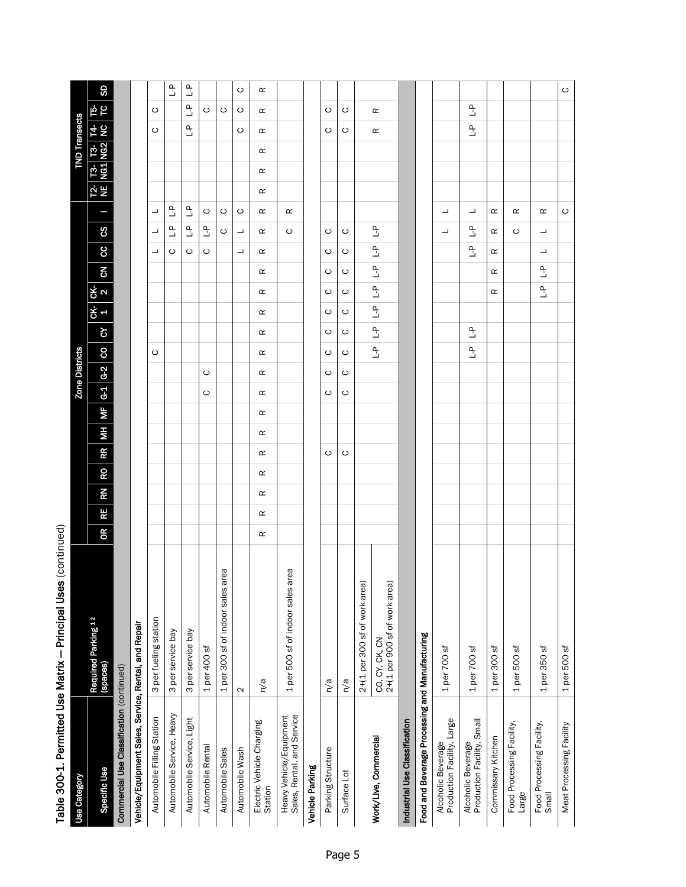**Table 300-1. Permitted Use Matrix — Principal Uses** (continued)

| Use Category | | Zone Districts | | | | | | | | | | | | | | | | | TND Transects | | | | | |
|---|---|---|---|---|---|---|---|---|---|---|---|---|---|---|---|---|---|---|---|---|---|---|---|---|
| **Specific Use** | **Required Parking [1,2] (spaces)** | **OR** | **RE** | **RN** | **RO** | **RR** | **MH** | **MF** | **G-1** | **G-2** | **CO** | **CY** | **CK-1** | **CK-2** | **CN** | **CC** | **CS** | **I** | **T2-NE** | **T3-NG1** | **T3-NG2** | **T4-NC** | **T5-TC** | **SD** |
| **Commercial Use Classification** (continued) | | | | | | | | | | | | | | | | | | | | | | | | |
| **Vehicle/Equipment Sales, Service, Rental, and Repair** | | | | | | | | | | | | | | | | | | | | | | | | |
| Automobile Filling Station | 3 per fueling station | | | | | | | | | | C | | | | | L | L | L | | | | C | C | |
| Automobile Service, Heavy | 3 per service bay | | | | | | | | | | | | | | | C | L-P | L-P | | | | | | L-P |
| Automobile Service, Light | 3 per service bay | | | | | | | | | | | | | | | C | L-P | L-P | | | | L-P | L-P | L-P |
| Automobile Rental | 1 per 400 sf | | | | | | | | C | C | | | | | | C | L-P | C | | | | | C | |
| Automobile Sales | 1 per 300 sf of indoor sales area | | | | | | | | | | | | | | | | C | C | | | | | C | |
| Automobile Wash | 2 | | | | | | | | | | | | | | | L | L | C | | | | C | C | C |
| Electric Vehicle Charging Station | n/a | R | R | R | R | R | R | R | R | R | R | R | R | R | R | R | R | R | R | R | R | R | R | R |
| Heavy Vehicle/Equipment Sales, Rental, and Service | 1 per 500 sf of indoor sales area | | | | | | | | | | | | | | | | C | R | | | | | | |
| **Vehicle Parking** | | | | | | | | | | | | | | | | | | | | | | | | |
| Parking Structure | n/a | | | | | C | | | C | C | C | C | C | C | C | C | C | | | | | C | C | |
| Surface Lot | n/a | | | | | C | | | C | C | C | C | C | C | C | C | C | | | | | C | C | |
| **Work/Live, Commercial** | 2+(1 per 300 sf of work area); CO, CY, CK, CN 2+(1 per 900 sf of work area) | | | | | | | | | | L-P | L-P | L-P | L-P | L-P | L-P | L-P | | | | | R | R | |
| **Industrial Use Classification** | | | | | | | | | | | | | | | | | | | | | | | | |
| **Food and Beverage Processing and Manufacturing** | | | | | | | | | | | | | | | | | | | | | | | | |
| Alcoholic Beverage Production Facility, Large | 1 per 700 sf | | | | | | | | | | | | | | | | L | L | | | | | | |
| Alcoholic Beverage Production Facility, Small | 1 per 700 sf | | | | | | | | | | L-P | L-P | | | | L-P | L-P | L | | | | L-P | L-P | |
| Commissary Kitchen | 1 per 300 sf | | | | | | | | | | | | | R | R | R | R | R | | | | | | |
| Food Processing Facility, Large | 1 per 500 sf | | | | | | | | | | | | | | | | C | R | | | | | | |
| Food Processing Facility, Small | 1 per 350 sf | | | | | | | | | | | | | L-P | L-P | L | L | R | | | | | | |
| Meat Processing Facility | 1 per 500 sf | | | | | | | | | | | | | | | | | C | | | | | | C |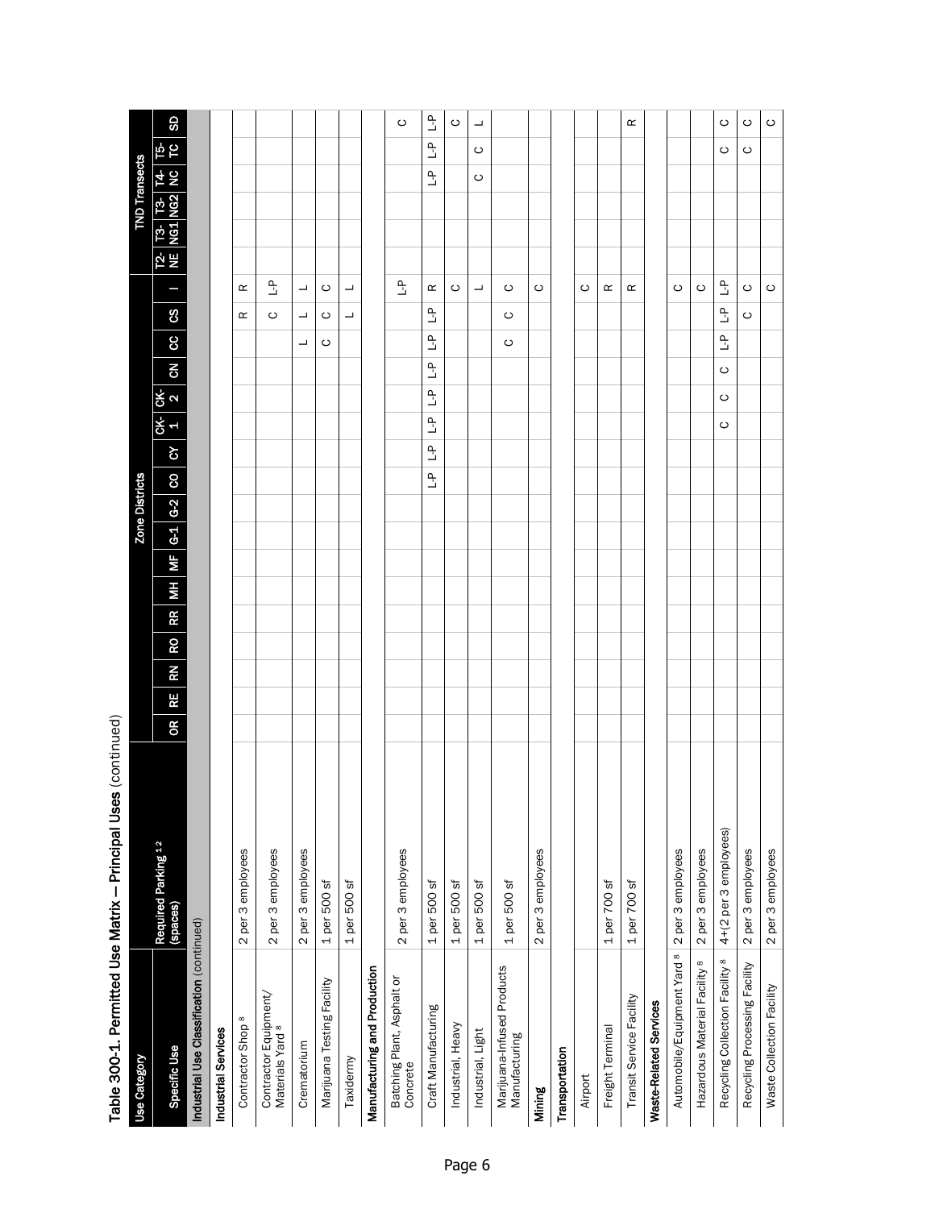**Table 300-1. Permitted Use Matrix — Principal Uses** (continued)

| Use Category | | Zone Districts | | | | | | | | | | | | | | | | | TND Transects | | | | | |
|---|---|---|---|---|---|---|---|---|---|---|---|---|---|---|---|---|---|---|---|---|---|---|---|---|
| Specific Use | Required Parking [1,2] (spaces) | OR | RE | RN | RO | RR | MH | MF | G-1 | G-2 | CO | CY | CK-1 | CK-2 | CN | CC | CS | I | T2-NE | T3-NG1 | T3-NG2 | T4-NC | T5-TC | SD |
| **Industrial Use Classification** (continued) | | | | | | | | | | | | | | | | | | | | | | | | |
| **Industrial Services** | | | | | | | | | | | | | | | | | | | | | | | | |
| Contractor Shop [8] | 2 per 3 employees | | | | | | | | | | | | | | | | R | R | | | | | | |
| Contractor Equipment/ Materials Yard [8] | 2 per 3 employees | | | | | | | | | | | | | | | | C | L-P | | | | | | |
| Crematorium | 2 per 3 employees | | | | | | | | | | | | | | | L | L | L | | | | | | |
| Marijuana Testing Facility | 1 per 500 sf | | | | | | | | | | | | | | | C | C | C | | | | | | |
| Taxidermy | 1 per 500 sf | | | | | | | | | | | | | | | | L | L | | | | | | |
| **Manufacturing and Production** | | | | | | | | | | | | | | | | | | | | | | | | |
| Batching Plant, Asphalt or Concrete | 2 per 3 employees | | | | | | | | | | | | | | | | | L-P | | | | | | C |
| Craft Manufacturing | 1 per 500 sf | | | | | | | | | | L-P | L-P | L-P | L-P | L-P | L-P | L-P | R | | | | L-P | L-P | L-P |
| Industrial, Heavy | 1 per 500 sf | | | | | | | | | | | | | | | | | C | | | | | | C |
| Industrial, Light | 1 per 500 sf | | | | | | | | | | | | | | | | | L | | | | C | C | L |
| Marijuana-Infused Products Manufacturing | 1 per 500 sf | | | | | | | | | | | | | | | C | C | C | | | | | | |
| **Mining** | 2 per 3 employees | | | | | | | | | | | | | | | | | C | | | | | | |
| **Transportation** | | | | | | | | | | | | | | | | | | | | | | | | |
| Airport | | | | | | | | | | | | | | | | | | C | | | | | | |
| Freight Terminal | 1 per 700 sf | | | | | | | | | | | | | | | | | R | | | | | | |
| Transit Service Facility | 1 per 700 sf | | | | | | | | | | | | | | | | | R | | | | | | R |
| **Waste-Related Services** | | | | | | | | | | | | | | | | | | | | | | | | |
| Automobile/Equipment Yard [8] | 2 per 3 employees | | | | | | | | | | | | | | | | | C | | | | | | |
| Hazardous Material Facility [8] | 2 per 3 employees | | | | | | | | | | | | | | | | | C | | | | | | |
| Recycling Collection Facility [8] | 4+(2 per 3 employees) | | | | | | | | | | | | C | C | C | L-P | L-P | L-P | | | | | C | C |
| Recycling Processing Facility | 2 per 3 employees | | | | | | | | | | | | | | | | C | C | | | | | C | C |
| Waste Collection Facility | 2 per 3 employees | | | | | | | | | | | | | | | | | C | | | | | | C |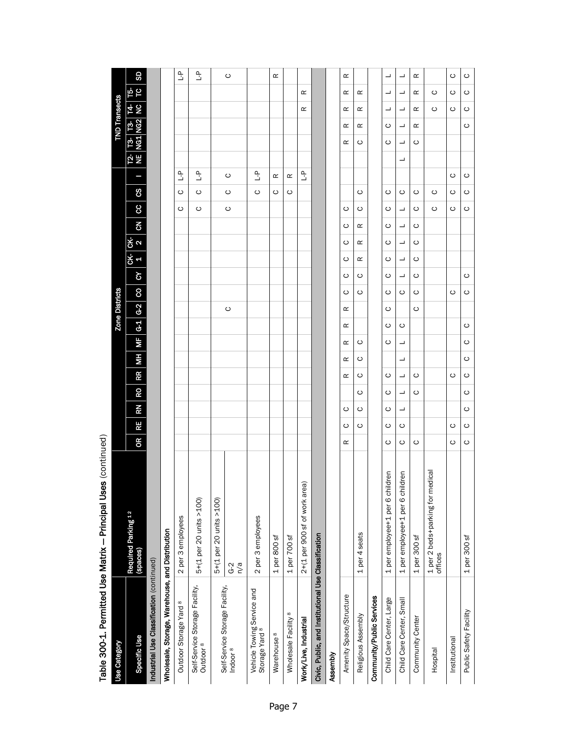**Table 300-1. Permitted Use Matrix — Principal Uses** (continued)

| Use Category | | Zone Districts | | | | | | | | | | | | | | | | | TND Transects | | | | | |
|---|---|---|---|---|---|---|---|---|---|---|---|---|---|---|---|---|---|---|---|---|---|---|---|---|
| Specific Use | Required Parking [1 2] (spaces) | OR | RE | RN | RO | RR | MH | MF | G-1 | G-2 | CO | CY | CK-1 | CK-2 | CN | CC | CS | I | T2-NE | T3-NG1 | T3-NG2 | T4-NC | T5-TC | SD |
| **Industrial Use Classification** (continued) | | | | | | | | | | | | | | | | | | | | | | | | |
| **Wholesale, Storage, Warehouse, and Distribution** | | | | | | | | | | | | | | | | | | | | | | | | |
| Outdoor Storage Yard [8] | 2 per 3 employees | | | | | | | | | | | | | | | C | C | L-P | | | | | | L-P |
| Self-Service Storage Facility, Outdoor [8] | 5+(1 per 20 units >100) | | | | | | | | | | | | | | | C | C | L-P | | | | | | L-P |
| Self-Service Storage Facility, Indoor [8] | 5+(1 per 20 units >100)<br>G-2<br>n/a | | | | | | | | | C | | | | | | C | C | C | | | | | | C |
| Vehicle Towing Service and Storage Yard [8] | 2 per 3 employees | | | | | | | | | | | | | | | | C | L-P | | | | | | |
| Warehouse [8] | 1 per 800 sf | | | | | | | | | | | | | | | | C | R | | | | | | R |
| Wholesale Facility [8] | 1 per 700 sf | | | | | | | | | | | | | | | | C | R | | | | | | |
| **Work/Live, Industrial** | 2+(1 per 900 sf of work area) | | | | | | | | | | | | | | | | | L-P | | | | R | R | |
| **Civic, Public, and Institutional Use Classification** | | | | | | | | | | | | | | | | | | | | | | | | |
| **Assembly** | | | | | | | | | | | | | | | | | | | | | | | | |
| Amenity Space/Structure | | R | C | C | | R | R | R | R | R | C | C | C | C | C | C | | | | R | R | R | R | R |
| Religious Assembly | 1 per 4 seats | | C | C | C | C | C | C | | | C | C | R | R | R | C | C | | | C | R | R | R | |
| **Community/Public Services** | | | | | | | | | | | | | | | | | | | | | | | | |
| Child Care Center, Large | 1 per employee+1 per 6 children | C | C | C | C | C | | C | C | C | C | C | C | C | C | C | C | | | C | C | L | L | L |
| Child Care Center, Small | 1 per employee+1 per 6 children | C | C | L | L | L | L | L | C | | C | L | L | L | L | L | C | | L | L | L | L | L | L |
| Community Center | 1 per 300 sf | C | | | C | C | | | | C | C | C | C | C | C | C | C | | | C | R | R | R | R |
| Hospital | 1 per 2 beds+parking for medical offices | | | | | | | | | | | | | | | C | C | | | | | C | C | |
| Institutional | | C | C | | | C | | | | | C | | | | | C | C | C | | | | C | C | C |
| Public Safety Facility | 1 per 300 sf | C | C | C | C | C | C | C | C | | C | C | | | | C | C | C | | | C | C | C | C |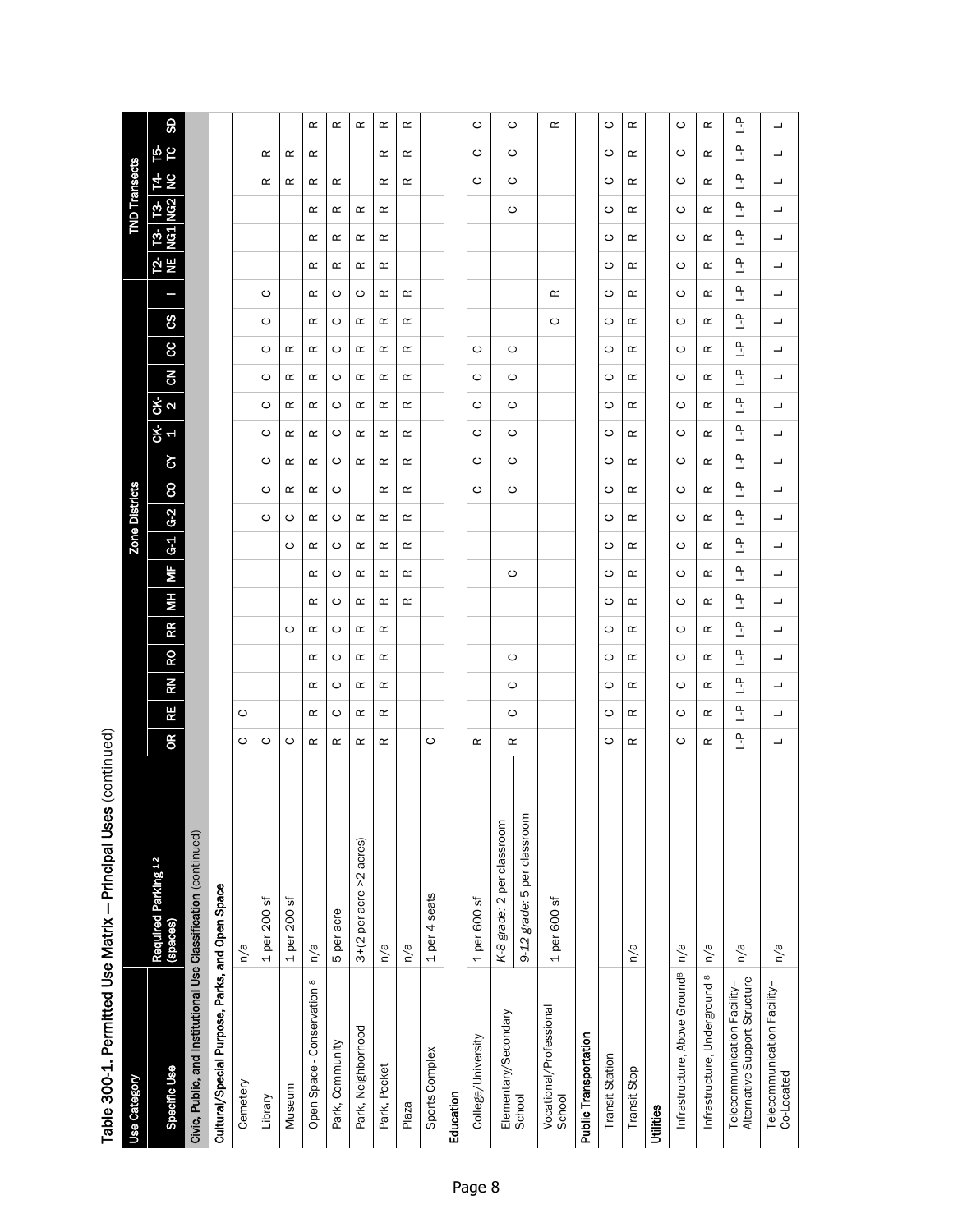# Table 300-1. Permitted Use Matrix – Principal Uses (continued)

| Use Category | | Zone Districts | | | | | | | | | | | | | | | | | TND Transects | | | | | |
|---|---|---|---|---|---|---|---|---|---|---|---|---|---|---|---|---|---|---|---|---|---|---|---|---|
| Specific Use | Required Parking [1] [2] (spaces) | OR | RE | RN | RO | RR | MH | MF | G-1 | G-2 | CO | CY | CK-1 | CK-2 | CN | CC | CS | I | T2-NE | T3-NG1 | T3-NG2 | T4-NC | T5-TC | SD |
| **Civic, Public, and Institutional Use Classification** (continued) | | | | | | | | | | | | | | | | | | | | | | | | |
| **Cultural/Special Purpose, Parks, and Open Space** | | | | | | | | | | | | | | | | | | | | | | | | |
| Cemetery | n/a | C | C | | | | | | | | | | | | | | | | | | | | | |
| Library | 1 per 200 sf | C | | | | | | | | C | C | C | C | C | C | C | C | C | | | | R | R | |
| Museum | 1 per 200 sf | C | | | | C | | | C | C | R | R | R | R | R | R | | | | | | R | R | |
| Open Space - Conservation [8] | n/a | R | R | R | R | R | R | R | R | R | R | R | R | R | R | R | R | R | R | R | R | R | R | R |
| Park, Community | 5 per acre | R | C | C | C | C | C | C | C | C | C | C | C | C | C | C | C | C | R | R | R | R | | R |
| Park, Neighborhood | 3+(2 per acre >2 acres) | R | R | R | R | R | R | R | R | R | | R | R | R | R | R | R | C | R | R | R | | | R |
| Park, Pocket | n/a | R | R | R | R | R | R | R | R | R | R | R | R | R | R | R | R | R | R | R | R | R | R | R |
| Plaza | n/a | | | | | | R | R | R | R | R | R | R | R | R | R | R | R | | | | R | R | R |
| Sports Complex | 1 per 4 seats | C | | | | | | | | | | | | | | | | | | | | | | |
| **Education** | | | | | | | | | | | | | | | | | | | | | | | | |
| College/University | 1 per 600 sf | R | | | | | | | | | C | C | C | C | C | C | | | | | | C | C | C |
| Elementary/Secondary School | *K-8 grade*: 2 per classroom; *9-12 grade*: 5 per classroom | R | C | C | C | | | C | | | C | C | C | C | C | C | | | | | C | C | C | C |
| Vocational/Professional School | 1 per 600 sf | | | | | | | | | | | | | | | | C | R | | | | | | R |
| **Public Transportation** | | | | | | | | | | | | | | | | | | | | | | | | |
| Transit Station | | C | C | C | C | C | C | C | C | C | C | C | C | C | C | C | C | C | C | C | C | C | C | C |
| Transit Stop | n/a | R | R | R | R | R | R | R | R | R | R | R | R | R | R | R | R | R | R | R | R | R | R | R |
| **Utilities** | | | | | | | | | | | | | | | | | | | | | | | | |
| Infrastructure, Above Ground [8] | n/a | C | C | C | C | C | C | C | C | C | C | C | C | C | C | C | C | C | C | C | C | C | C | C |
| Infrastructure, Underground [8] | n/a | R | R | R | R | R | R | R | R | R | R | R | R | R | R | R | R | R | R | R | R | R | R | R |
| Telecommunication Facility–Alternative Support Structure | n/a | L-P | L-P | L-P | L-P | L-P | L-P | L-P | L-P | L-P | L-P | L-P | L-P | L-P | L-P | L-P | L-P | L-P | L-P | L-P | L-P | L-P | L-P | L-P |
| Telecommunication Facility–Co-Located | n/a | L | L | L | L | L | L | L | L | L | L | L | L | L | L | L | L | L | L | L | L | L | L | L |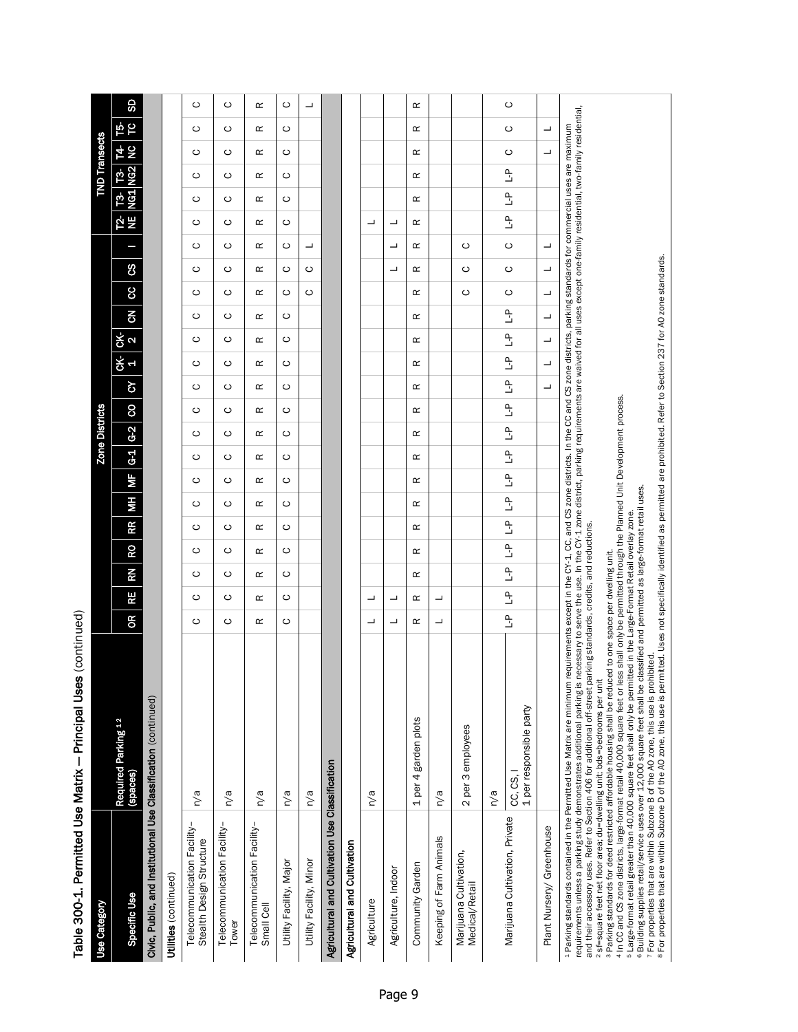## Table 300-1. Permitted Use Matrix — Principal Uses (continued)

| Use Category | | Zone Districts | | | | | | | | | | | | | | | | | TND Transects | | | | | |
|---|---|---|---|---|---|---|---|---|---|---|---|---|---|---|---|---|---|---|---|---|---|---|---|---|
| Specific Use | Required Parking [1, 2] (spaces) | OR | RE | RN | RO | RR | MH | MF | G-1 | G-2 | CO | CY | CK-1 | CK-2 | CN | CC | CS | I | T2-NE | T3-NG1 | T3-NG2 | T4-NC | T5-TC | SD |
| **Civic, Public, and Institutional Use Classification** (continued) | | | | | | | | | | | | | | | | | | | | | | | | |
| **Utilities** (continued) | | | | | | | | | | | | | | | | | | | | | | | | |
| Telecommunication Facility–Stealth Design Structure | n/a | C | C | C | C | C | C | C | C | C | C | C | C | C | C | C | C | C | C | C | C | C | C | C |
| Telecommunication Facility–Tower | n/a | C | C | C | C | C | C | C | C | C | C | C | C | C | C | C | C | C | C | C | C | C | C | C |
| Telecommunication Facility–Small Cell | n/a | R | R | R | R | R | R | R | R | R | R | R | R | R | R | R | R | R | R | R | R | R | R | R |
| Utility Facility, Major | n/a | C | C | C | C | C | C | C | C | C | C | C | C | C | C | C | C | C | C | C | C | C | C | C |
| Utility Facility, Minor | n/a | | | | | | | | | | | | | | | C | C | L | | | | | | L |
| **Agricultural and Cultivation Use Classification** | | | | | | | | | | | | | | | | | | | | | | | | |
| **Agricultural and Cultivation** | | | | | | | | | | | | | | | | | | | | | | | | |
| Agriculture | n/a | L | L | | | | | | | | | | | | | | | | L | | | | | |
| Agriculture, Indoor | | L | L | | | | | | | | | | | | | | L | L | L | | | | | |
| Community Garden | 1 per 4 garden plots | R | R | R | R | R | R | R | R | R | R | R | R | R | R | R | R | R | R | R | R | R | R | R |
| Keeping of Farm Animals | n/a | L | L | | | | | | | | | | | | | | | | | | | | | |
| Marijuana Cultivation, Medical/Retail | 2 per 3 employees | | | | | | | | | | | | | | | C | C | C | | | | | | |
| Marijuana Cultivation, Private | n/a<br>CC, CS, I<br>1 per responsible party | L-P | L-P | L-P | L-P | L-P | L-P | L-P | L-P | L-P | L-P | L-P | L-P | L-P | L-P | C | C | C | L-P | L-P | L-P | C | C | C |
| Plant Nursery/ Greenhouse | | | | | | | | | | | | L | L | L | L | L | L | L | | | | L | L | |

[1] Parking standards contained in the Permitted Use Matrix are minimum requirements except in the CY-1, CC, and CS zone districts. In the CC and CS zone districts, parking standards for commercial uses are maximum requirements unless a parking study demonstrates additional parking is necessary to serve the use. In the CY-1 zone district, parking requirements are waived for all uses except one-family residential, two-family residential, and their accessory uses. Refer to Section 406 for additional off-street parking standards, credits, and reductions.
[2] sf=square feet net floor area; du=dwelling unit; bds=bedrooms per unit
[3] Parking standards for deed restricted affordable housing shall be reduced to one space per dwelling unit.
[4] In CC and CS zone districts, large-format retail 40,000 square feet or less shall only be permitted through the Planned Unit Development process.
[5] Large-format retail greater than 40,000 square feet shall only be permitted in the Large-Format Retail overlay zone.
[6] Building supplies retail/service uses over 12,000 square feet shall be classified and permitted as large-format retail uses.
[7] For properties that are within Subzone B of the AO zone, this use is prohibited.
[8] For properties that are within Subzone D of the AO zone, this use is permitted. Uses not specifically identified as permitted are prohibited. Refer to Section 237 for AO zone standards.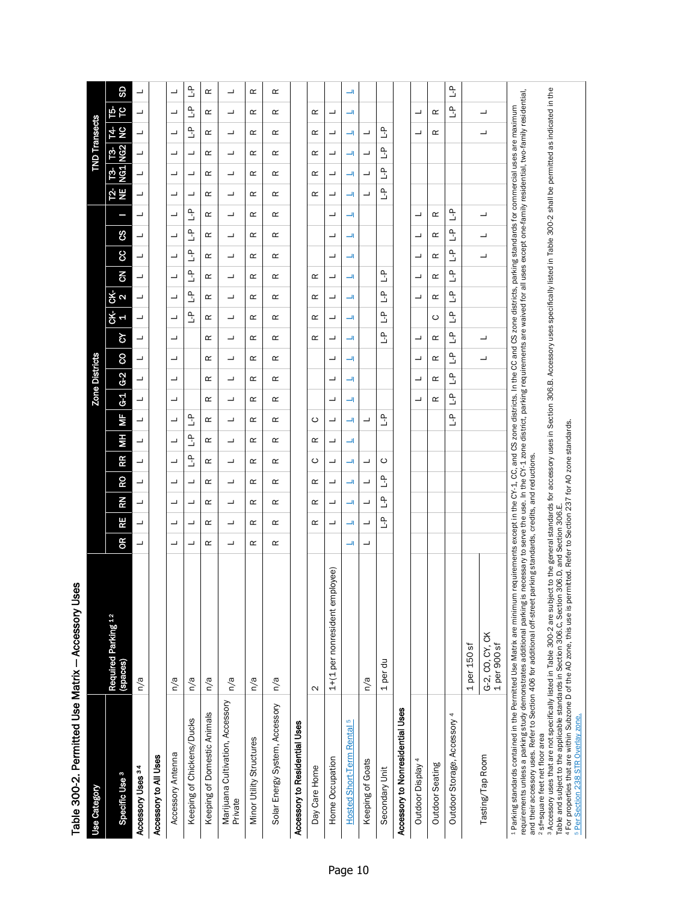## Table 300-2. Permitted Use Matrix – Accessory Uses

| Use Category | | Zone Districts | | | | | | | | | | | | | | | | | TND Transects | | | | | |
|---|---|---|---|---|---|---|---|---|---|---|---|---|---|---|---|---|---|---|---|---|---|---|---|---|
| Specific Use [3] | Required Parking [1 2] (spaces) | OR | RE | RN | RO | RR | MH | MF | G-1 | G-2 | CO | CY | CK-1 | CK-2 | CN | CC | CS | I | T2-NE | T3-NG1 | T3-NG2 | T4-NC | T5-TC | SD |
| **Accessory Uses [3 4]** | n/a | L | L | L | L | L | L | L | L | L | L | L | L | L | L | L | L | L | L | L | L | L | L | L |
| **Accessory to All Uses** | | | | | | | | | | | | | | | | | | | | | | | | |
| Accessory Antenna | n/a | L | L | L | L | L | L | L | L | L | L | L | L | L | L | L | L | L | L | L | L | L | L | L |
| Keeping of Chickens/Ducks | n/a | L | L | L | L | L-P | L-P | L-P | | | | | L-P | L-P | L-P | L-P | L-P | L-P | L | L | L | L-P | L-P | L-P |
| Keeping of Domestic Animals | n/a | R | R | R | R | R | R | R | R | R | R | R | R | R | R | R | R | R | R | R | R | R | R | R |
| Marijuana Cultivation, Accessory Private | n/a | L | L | L | L | L | L | L | L | L | L | L | L | L | L | L | L | L | L | L | L | L | L | L |
| Minor Utility Structures | n/a | R | R | R | R | R | R | R | R | R | R | R | R | R | R | R | R | R | R | R | R | R | R | R |
| Solar Energy System, Accessory | n/a | R | R | R | R | R | R | R | R | R | R | R | R | R | R | R | R | R | R | R | R | R | R | R |
| **Accessory to Residential Uses** | | | | | | | | | | | | | | | | | | | | | | | | |
| Day Care Home | 2 | | R | R | R | C | R | C | | | | R | R | R | R | | | | R | R | R | R | R | |
| Home Occupation | 1+(1 per nonresident employee) | | L | L | L | L | L | L | L | L | L | L | L | L | L | L | L | L | L | L | L | L | L | |
| Hosted Short-Term Rental [5] | | L | L | L | L | L | L | L | L | L | L | L | L | L | L | L | L | L | L | L | L | L | L | L |
| Keeping of Goats | n/a | L | L | L | L | L | L | | | | | | | | | | | | L | L | L | L | | |
| Secondary Unit | 1 per du | | L-P | L-P | L-P | C | | L-P | | | | L-P | L-P | L-P | L-P | | | | L-P | L-P | L-P | L-P | | |
| **Accessory to Nonresidential Uses** | | | | | | | | | | | | | | | | | | | | | | | | |
| Outdoor Display [4] | | | | | | | | | L | L | L | L | | L | L | L | L | L | | | | L | L | |
| Outdoor Seating | | | | | | | | | R | R | R | R | C | R | R | R | R | R | | | | R | R | |
| Outdoor Storage, Accessory [4] | | | | | | | | L-P | L-P | L-P | L-P | L-P | L-P | L-P | L-P | L-P | L-P | L-P | | | | | L-P | L-P |
| Tasting/Tap Room | 1 per 150 sf; G-2, CO, CY, CK 1 per 900 sf | | | | | | | | | | L | L | | | | L | L | L | | | | L | L | |

[1] Parking standards contained in the Permitted Use Matrix are minimum requirements except in the CY-1, CC, and CS zone districts. In the CC and CS zone districts, parking standards for commercial uses are maximum requirements unless a parking study demonstrates additional parking is necessary to serve the use. In the CY-1 zone district, parking requirements are waived for all uses except one-family residential, two-family residential, and their accessory uses. Refer to Section 406 for additional off-street parking standards, credits, and reductions.
[2] sf=square feet net floor area
[3] Accessory uses that are not specifically listed in Table 300-2 are subject to the general standards for accessory uses in Section 306.B. Accessory uses specifically listed in Table 300-2 shall be permitted as indicated in the Table and subject to the applicable standards in Section 306.C, Section 306.D, and Section 306.E.
[4] For properties that are within Subzone D of the AO zone, this use is permitted. Refer to Section 237 for AO zone standards.
[5] Per Section 238 STR Overlay zone.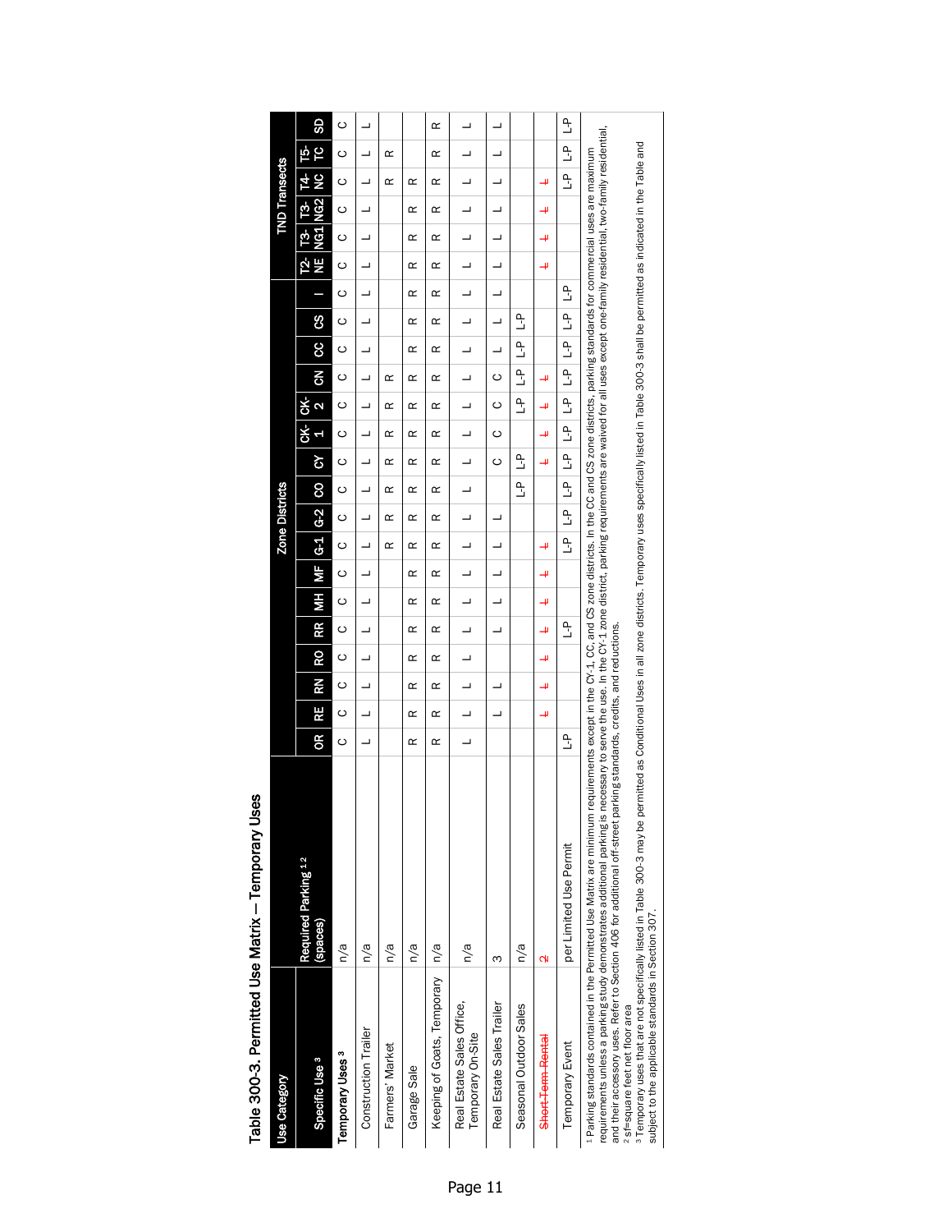## Table 300-3. Permitted Use Matrix — Temporary Uses

| Use Category | | Zone Districts | | | | | | | | | | | | | | | | | TND Transects | | | | | |
|---|---|---|---|---|---|---|---|---|---|---|---|---|---|---|---|---|---|---|---|---|---|---|---|---|
| Specific Use [3] | Required Parking [1] [2] (spaces) | OR | RE | RN | RO | RR | MH | MF | G-1 | G-2 | CO | CY | CK-1 | CK-2 | CN | CC | CS | I | T2-NE | T3-NG1 | T3-NG2 | T4-NC | T5-TC | SD |
| **Temporary Uses [3]** | n/a | C | C | C | C | C | C | C | C | C | C | C | C | C | C | C | C | C | C | C | C | C | C | C |
| Construction Trailer | n/a | L | L | L | L | L | L | L | L | L | L | L | L | L | L | L | L | L | L | L | L | L | L | L |
| Farmers' Market | n/a | | | | | | | | R | R | R | R | R | R | R | | | | | | | R | R | |
| Garage Sale | n/a | R | R | R | R | R | R | R | R | R | R | R | R | R | R | R | R | R | R | R | R | R | | |
| Keeping of Goats, Temporary | n/a | R | R | R | R | R | R | R | R | R | R | R | R | R | R | R | R | R | R | R | R | R | R | R |
| Real Estate Sales Office, Temporary On-Site | n/a | L | L | L | L | L | L | L | L | L | L | L | L | L | L | L | L | L | L | L | L | L | L | L |
| Real Estate Sales Trailer | 3 | | L | L | | L | L | L | L | L | | C | C | C | C | L | L | L | L | L | L | L | L | L |
| Seasonal Outdoor Sales | n/a | | | | | | | | | | L-P | L-P | | L-P | L-P | L-P | L-P | | | | | | | |
| ~~Short-Term Rental~~ | ~~2~~ | | ~~L~~ | ~~L~~ | ~~L~~ | ~~L~~ | ~~L~~ | ~~L~~ | ~~L~~ | | | ~~L~~ | ~~L~~ | ~~L~~ | ~~L~~ | | | | ~~L~~ | ~~L~~ | ~~L~~ | ~~L~~ | | |
| Temporary Event | per Limited Use Permit | L-P | | | | L-P | | | L-P | L-P | L-P | L-P | L-P | L-P | L-P | L-P | L-P | L-P | | | | L-P | L-P | L-P |

[1] Parking standards contained in the Permitted Use Matrix are minimum requirements except in the CY-1, CC, and CS zone districts. In the CC and CS zone districts, parking standards for commercial uses are maximum requirements unless a parking study demonstrates additional parking is necessary to serve the use. In the CY-1 zone district, parking requirements are waived for all uses except one-family residential, two-family residential, and their accessory uses. Refer to Section 406 for additional off-street parking standards, credits, and reductions.

[2] sf=square feet net floor area

[3] Temporary uses that are not specifically listed in Table 300-3 may be permitted as Conditional Uses in all zone districts. Temporary uses specifically listed in Table 300-3 shall be permitted as indicated in the Table and subject to the applicable standards in Section 307.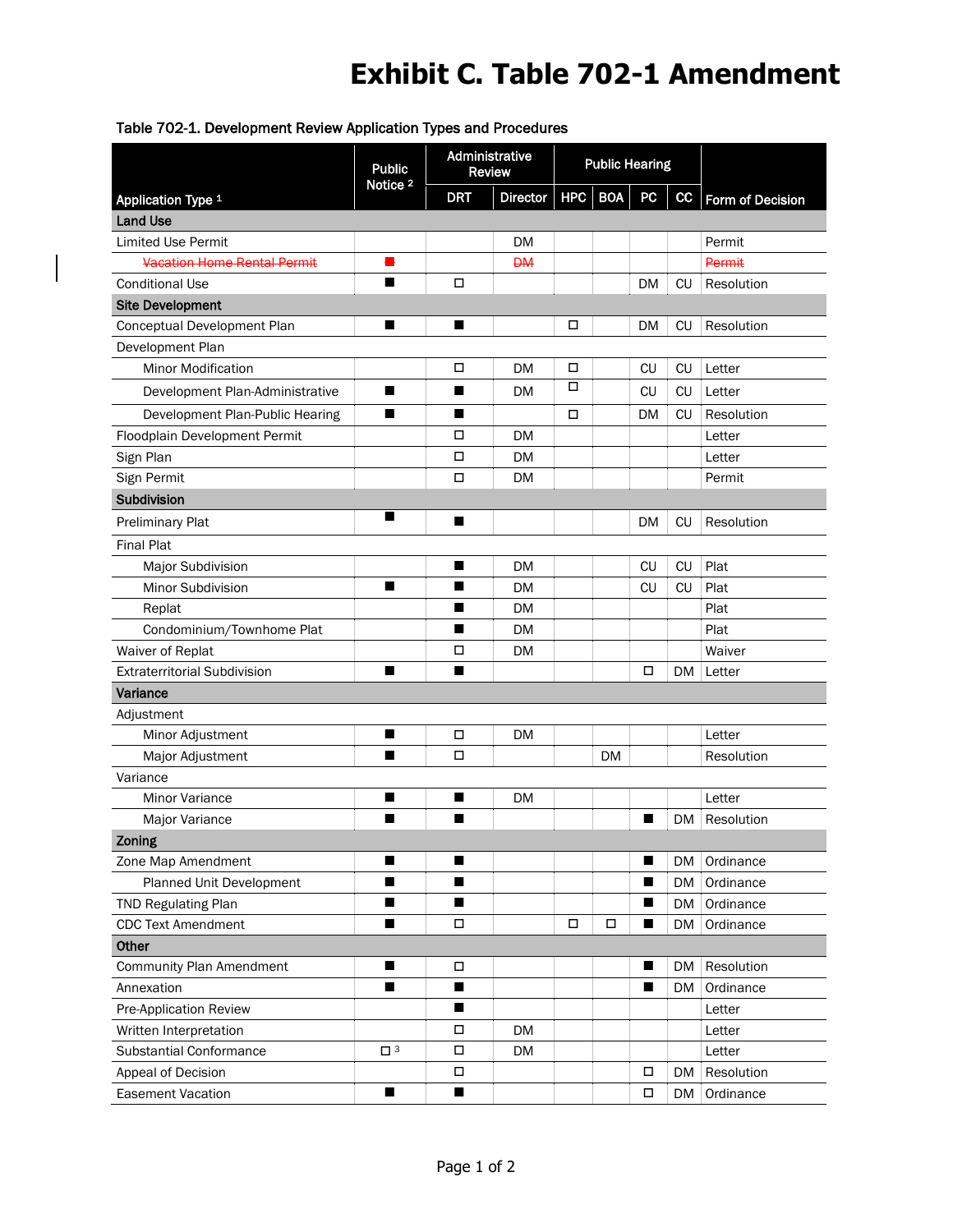# Exhibit C. Table 702-1 Amendment

Table 702-1. Development Review Application Types and Procedures

| Application Type [1] | Public Notice [2] | Administrative Review | | Public Hearing | | | | Form of Decision |
|---|---|---|---|---|---|---|---|---|
| | | DRT | Director | HPC | BOA | PC | CC | |
| **Land Use** | | | | | | | | |
| Limited Use Permit | | | DM | | | | | Permit |
| ~~Vacation Home Rental Permit~~ | ~~■~~ | | ~~DM~~ | | | | | ~~Permit~~ |
| Conditional Use | ■ | □ | | | | DM | CU | Resolution |
| **Site Development** | | | | | | | | |
| Conceptual Development Plan | ■ | ■ | | □ | | DM | CU | Resolution |
| Development Plan | | | | | | | | |
| Minor Modification | | □ | DM | □ | | CU | CU | Letter |
| Development Plan-Administrative | ■ | ■ | DM | □ | | CU | CU | Letter |
| Development Plan-Public Hearing | ■ | ■ | | □ | | DM | CU | Resolution |
| Floodplain Development Permit | | □ | DM | | | | | Letter |
| Sign Plan | | □ | DM | | | | | Letter |
| Sign Permit | | □ | DM | | | | | Permit |
| **Subdivision** | | | | | | | | |
| Preliminary Plat | ■ | ■ | | | | DM | CU | Resolution |
| Final Plat | | | | | | | | |
| Major Subdivision | | ■ | DM | | | CU | CU | Plat |
| Minor Subdivision | ■ | ■ | DM | | | CU | CU | Plat |
| Replat | | ■ | DM | | | | | Plat |
| Condominium/Townhome Plat | | ■ | DM | | | | | Plat |
| Waiver of Replat | | □ | DM | | | | | Waiver |
| Extraterritorial Subdivision | ■ | ■ | | | | □ | DM | Letter |
| **Variance** | | | | | | | | |
| Adjustment | | | | | | | | |
| Minor Adjustment | ■ | □ | DM | | | | | Letter |
| Major Adjustment | ■ | □ | | | DM | | | Resolution |
| Variance | | | | | | | | |
| Minor Variance | ■ | ■ | DM | | | | | Letter |
| Major Variance | ■ | ■ | | | | ■ | DM | Resolution |
| **Zoning** | | | | | | | | |
| Zone Map Amendment | ■ | ■ | | | | ■ | DM | Ordinance |
| Planned Unit Development | ■ | ■ | | | | ■ | DM | Ordinance |
| TND Regulating Plan | ■ | ■ | | | | ■ | DM | Ordinance |
| CDC Text Amendment | ■ | □ | | □ | □ | ■ | DM | Ordinance |
| **Other** | | | | | | | | |
| Community Plan Amendment | ■ | □ | | | | ■ | DM | Resolution |
| Annexation | ■ | ■ | | | | ■ | DM | Ordinance |
| Pre-Application Review | | ■ | | | | | | Letter |
| Written Interpretation | | □ | DM | | | | | Letter |
| Substantial Conformance | □ [3] | □ | DM | | | | | Letter |
| Appeal of Decision | | □ | | | | □ | DM | Resolution |
| Easement Vacation | ■ | ■ | | | | □ | DM | Ordinance |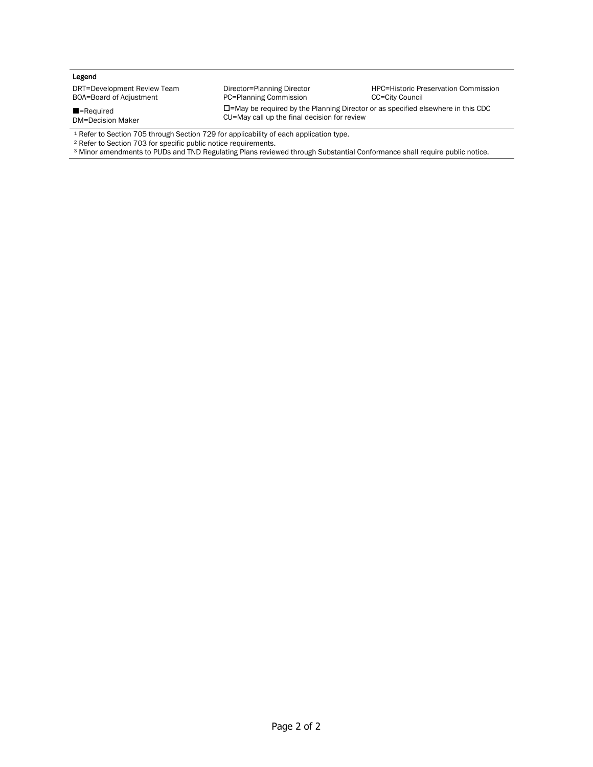**Legend**

| | | |
|---|---|---|
| DRT=Development Review Team | Director=Planning Director | HPC=Historic Preservation Commission |
| BOA=Board of Adjustment | PC=Planning Commission | CC=City Council |
| ■=Required | □=May be required by the Planning Director or as specified elsewhere in this CDC | |
| DM=Decision Maker | CU=May call up the final decision for review | |

[1] Refer to Section 705 through Section 729 for applicability of each application type.

[2] Refer to Section 703 for specific public notice requirements.

[3] Minor amendments to PUDs and TND Regulating Plans reviewed through Substantial Conformance shall require public notice.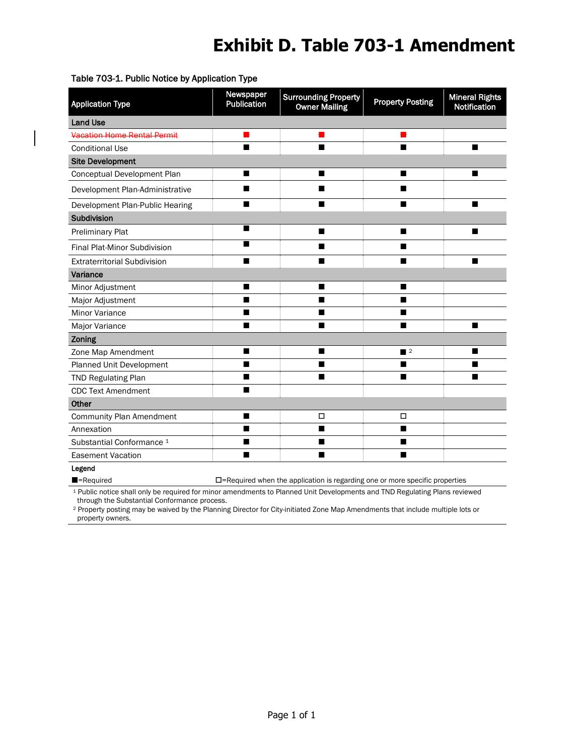# Exhibit D. Table 703-1 Amendment

Table 703-1. Public Notice by Application Type

| Application Type | Newspaper Publication | Surrounding Property Owner Mailing | Property Posting | Mineral Rights Notification |
|---|---|---|---|---|
| **Land Use** | | | | |
| ~~Vacation Home Rental Permit~~ | ~~■~~ | ~~■~~ | ~~■~~ | |
| Conditional Use | ■ | ■ | ■ | ■ |
| **Site Development** | | | | |
| Conceptual Development Plan | ■ | ■ | ■ | ■ |
| Development Plan-Administrative | ■ | ■ | ■ | |
| Development Plan-Public Hearing | ■ | ■ | ■ | ■ |
| **Subdivision** | | | | |
| Preliminary Plat | ■ | ■ | ■ | ■ |
| Final Plat-Minor Subdivision | ■ | ■ | ■ | |
| Extraterritorial Subdivision | ■ | ■ | ■ | ■ |
| **Variance** | | | | |
| Minor Adjustment | ■ | ■ | ■ | |
| Major Adjustment | ■ | ■ | ■ | |
| Minor Variance | ■ | ■ | ■ | |
| Major Variance | ■ | ■ | ■ | ■ |
| **Zoning** | | | | |
| Zone Map Amendment | ■ | ■ | ■ [2] | ■ |
| Planned Unit Development | ■ | ■ | ■ | ■ |
| TND Regulating Plan | ■ | ■ | ■ | ■ |
| CDC Text Amendment | ■ | | | |
| **Other** | | | | |
| Community Plan Amendment | ■ | □ | □ | |
| Annexation | ■ | ■ | ■ | |
| Substantial Conformance [1] | ■ | ■ | ■ | |
| Easement Vacation | ■ | ■ | ■ | |

**Legend**

■=Required □=Required when the application is regarding one or more specific properties

[1] Public notice shall only be required for minor amendments to Planned Unit Developments and TND Regulating Plans reviewed through the Substantial Conformance process.

[2] Property posting may be waived by the Planning Director for City-initiated Zone Map Amendments that include multiple lots or property owners.